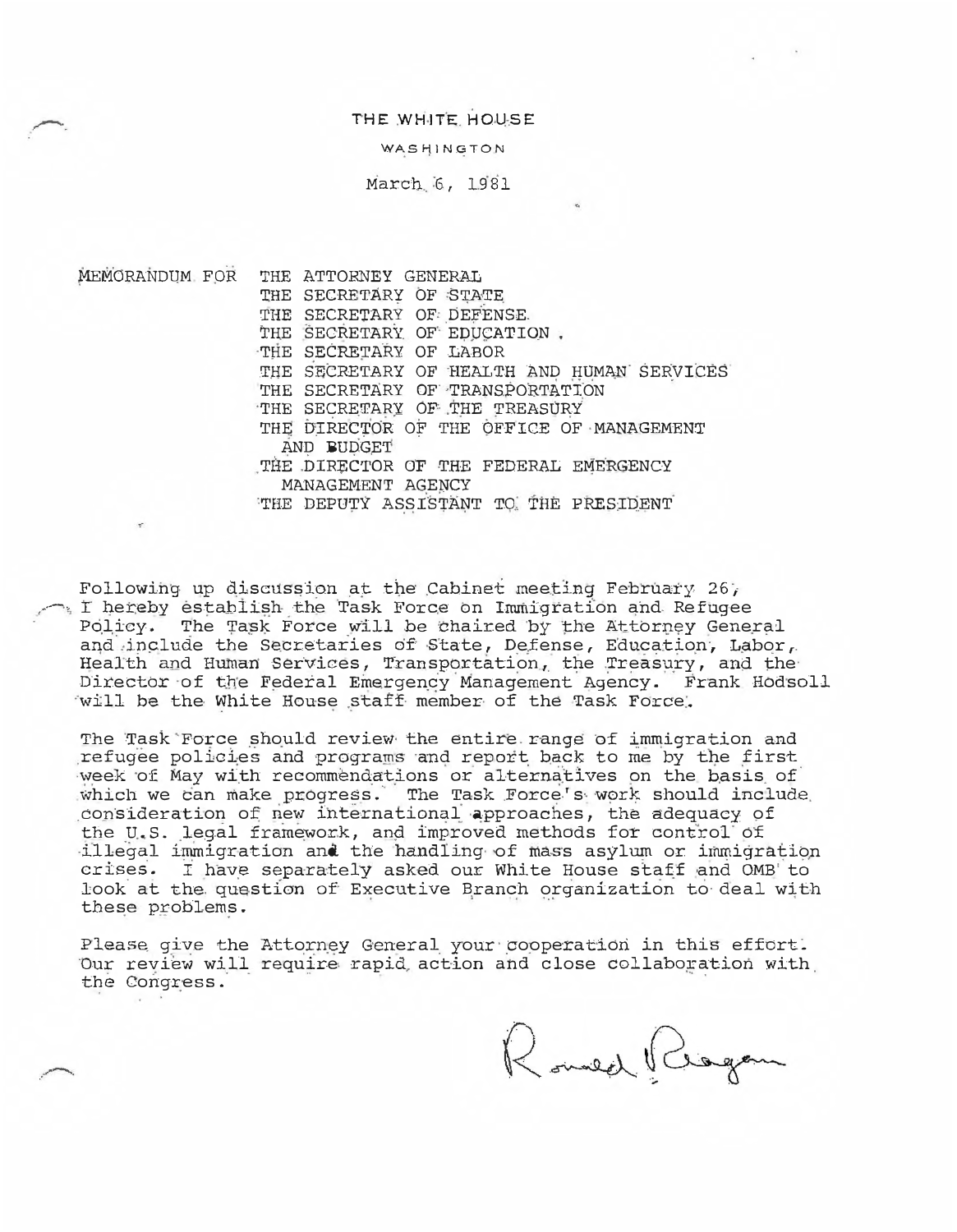THE WHITE HOUSE

WASHINGTON

March 6, 1981

MEMORANDUM FOR THE ATTORNEY GENERAL
THE SECRETARY OF STATE
THE SECRETARY OF DEFENSE
THE SECRETARY OF EDUCATION
THE SECRETARY OF LABOR
THE SECRETARY OF HEALTH AND HUMAN SERVICES
THE SECRETARY OF TRANSPORTATION
THE SECRETARY OF THE TREASURY
THE DIRECTOR OF THE OFFICE OF MANAGEMENT AND BUDGET
THE DIRECTOR OF THE FEDERAL EMERGENCY MANAGEMENT AGENCY
THE DEPUTY ASSISTANT TO THE PRESIDENT

Following up discussion at the Cabinet meeting February 26, I hereby establish the Task Force on Immigration and Refugee Policy. The Task Force will be chaired by the Attorney General and include the Secretaries of State, Defense, Education, Labor, Health and Human Services, Transportation, the Treasury, and the Director of the Federal Emergency Management Agency. Frank Hodsoll will be the White House staff member of the Task Force.

The Task Force should review the entire range of immigration and refugee policies and programs and report back to me by the first week of May with recommendations or alternatives on the basis of which we can make progress. The Task Force's work should include consideration of new international approaches, the adequacy of the U.S. legal framework, and improved methods for control of illegal immigration and the handling of mass asylum or immigration crises. I have separately asked our White House staff and OMB to look at the question of Executive Branch organization to deal with these problems.

Please give the Attorney General your cooperation in this effort. Our review will require rapid action and close collaboration with the Congress.

Ronald Reagan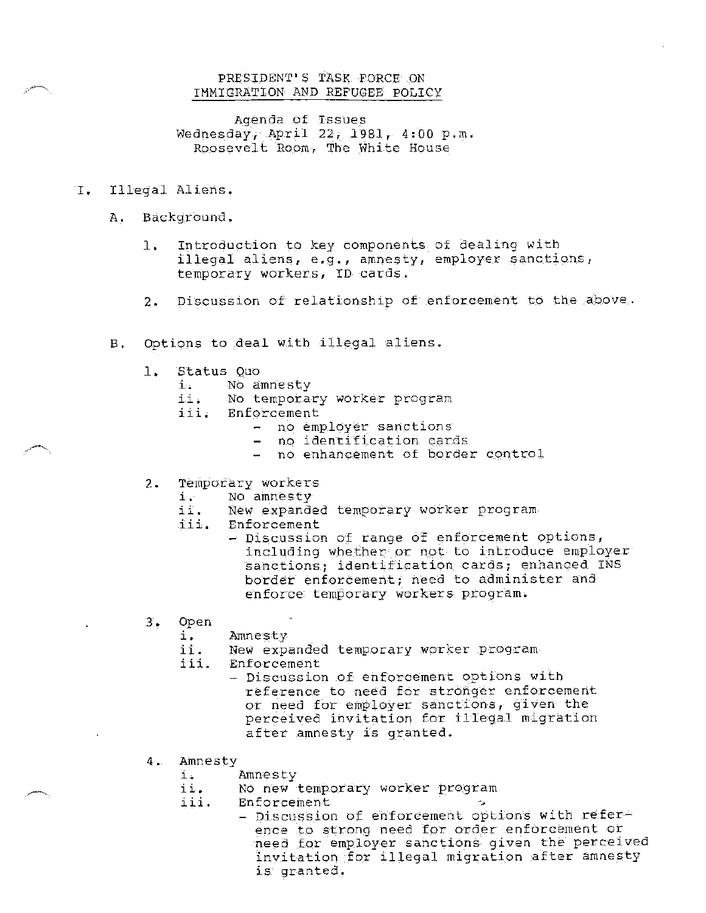PRESIDENT'S TASK FORCE ON
IMMIGRATION AND REFUGEE POLICY

Agenda of Issues
Wednesday, April 22, 1981, 4:00 p.m.
Roosevelt Room, The White House

I. Illegal Aliens.

   A. Background.

      1. Introduction to key components of dealing with illegal aliens, e.g., amnesty, employer sanctions, temporary workers, ID cards.

      2. Discussion of relationship of enforcement to the above.

   B. Options to deal with illegal aliens.

      1. Status Quo
         i. No amnesty
         ii. No temporary worker program
         iii. Enforcement
            - no employer sanctions
            - no identification cards
            - no enhancement of border control

      2. Temporary workers
         i. No amnesty
         ii. New expanded temporary worker program
         iii. Enforcement
            - Discussion of range of enforcement options, including whether or not to introduce employer sanctions; identification cards; enhanced INS border enforcement; need to administer and enforce temporary workers program.

      3. Open
         i. Amnesty
         ii. New expanded temporary worker program
         iii. Enforcement
            - Discussion of enforcement options with reference to need for stronger enforcement or need for employer sanctions, given the perceived invitation for illegal migration after amnesty is granted.

      4. Amnesty
         i. Amnesty
         ii. No new temporary worker program
         iii. Enforcement
            - Discussion of enforcement options with reference to strong need for order enforcement or need for employer sanctions given the perceived invitation for illegal migration after amnesty is granted.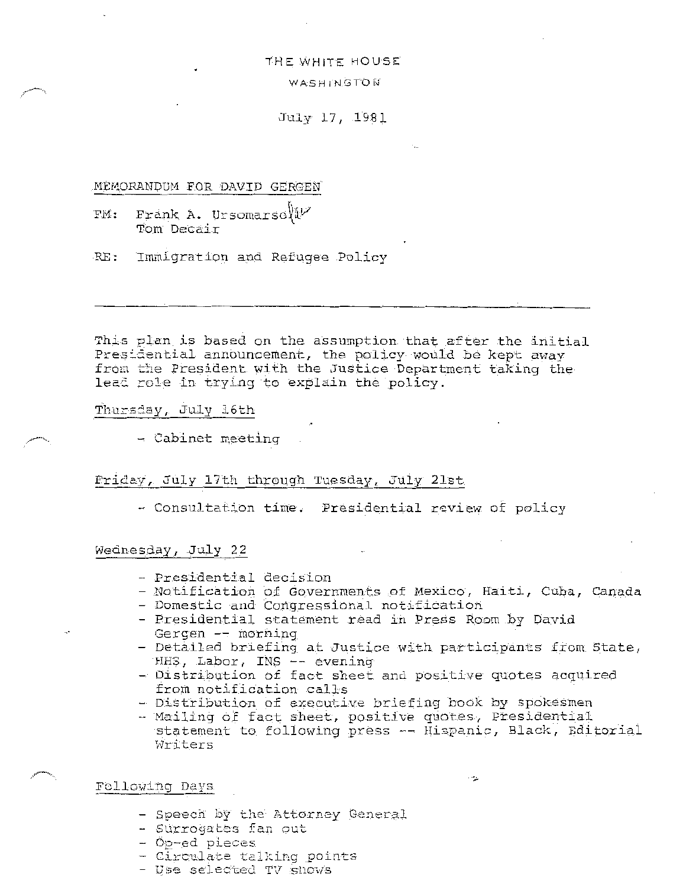THE WHITE HOUSE

WASHINGTON

July 17, 1981

MEMORANDUM FOR DAVID GERGEN

FM: Frank A. Ursomarso
Tom Decair

RE: Immigration and Refugee Policy

---

This plan is based on the assumption that after the initial Presidential announcement, the policy would be kept away from the President with the Justice Department taking the lead role in trying to explain the policy.

Thursday, July 16th

- Cabinet meeting

Friday, July 17th through Tuesday, July 21st

- Consultation time. Presidential review of policy

Wednesday, July 22

- Presidential decision
- Notification of Governments of Mexico, Haiti, Cuba, Canada
- Domestic and Congressional notification
- Presidential statement read in Press Room by David Gergen -- morning
- Detailed briefing at Justice with participants from State, HHS, Labor, INS -- evening
- Distribution of fact sheet and positive quotes acquired from notification calls
- Distribution of executive briefing book by spokesmen
- Mailing of fact sheet, positive quotes, Presidential statement to following press -- Hispanic, Black, Editorial Writers

Following Days

- Speech by the Attorney General
- Surrogates fan out
- Op-ed pieces
- Circulate talking points
- Use selected TV shows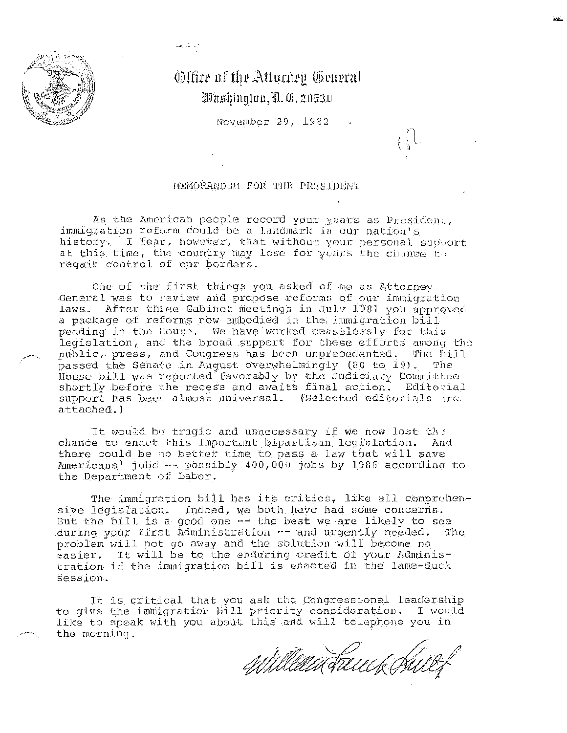Office of the Attorney General
Washington, D. C. 20530

November 29, 1982

MEMORANDUM FOR THE PRESIDENT

As the American people record your years as President, immigration reform could be a landmark in our nation's history. I fear, however, that without your personal support at this time, the country may lose for years the chance to regain control of our borders.

One of the first things you asked of me as Attorney General was to review and propose reforms of our immigration laws. After three Cabinet meetings in July 1981 you approved a package of reforms now embodied in the immigration bill pending in the House. We have worked ceaselessly for this legislation, and the broad support for these efforts among the public, press, and Congress has been unprecedented. The bill passed the Senate in August overwhelmingly (80 to 19). The House bill was reported favorably by the Judiciary Committee shortly before the recess and awaits final action. Editorial support has been almost universal. (Selected editorials are attached.)

It would be tragic and unnecessary if we now lost the chance to enact this important bipartisan legislation. And there could be no better time to pass a law that will save Americans' jobs -- possibly 400,000 jobs by 1986 according to the Department of Labor.

The immigration bill has its critics, like all comprehensive legislation. Indeed, we both have had some concerns. But the bill is a good one -- the best we are likely to see during your first Administration -- and urgently needed. The problem will not go away and the solution will become no easier. It will be to the enduring credit of your Administration if the immigration bill is enacted in the lame-duck session.

It is critical that you ask the Congressional leadership to give the immigration bill priority consideration. I would like to speak with you about this and will telephone you in the morning.

William French Smith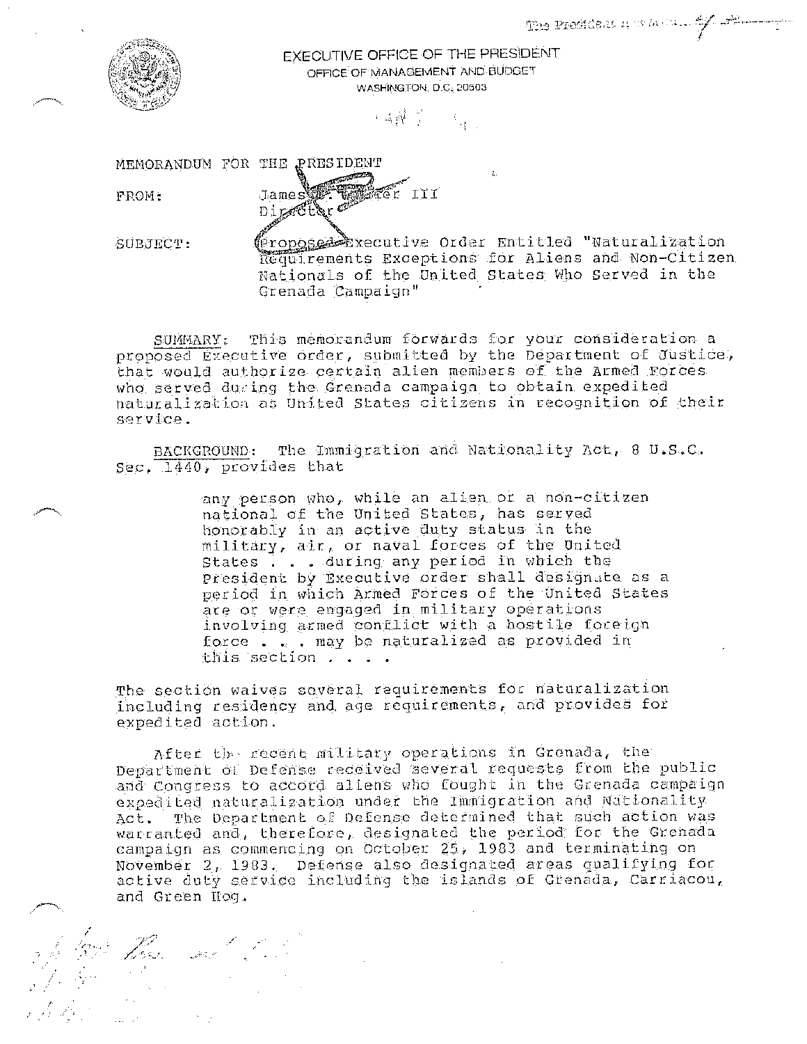EXECUTIVE OFFICE OF THE PRESIDENT
OFFICE OF MANAGEMENT AND BUDGET
WASHINGTON, D.C. 20503

MEMORANDUM FOR THE PRESIDENT

FROM: James C. Miller III
Director

SUBJECT: Proposed Executive Order Entitled "Naturalization Requirements Exceptions for Aliens and Non-Citizen Nationals of the United States Who Served in the Grenada Campaign"

SUMMARY: This memorandum forwards for your consideration a proposed Executive order, submitted by the Department of Justice, that would authorize certain alien members of the Armed Forces who served during the Grenada campaign to obtain expedited naturalization as United States citizens in recognition of their service.

BACKGROUND: The Immigration and Nationality Act, 8 U.S.C. Sec. 1440, provides that

> any person who, while an alien or a non-citizen national of the United States, has served honorably in an active duty status in the military, air, or naval forces of the United States . . . during any period in which the President by Executive order shall designate as a period in which Armed Forces of the United States are or were engaged in military operations involving armed conflict with a hostile foreign force . . . may be naturalized as provided in this section . . . .

The section waives several requirements for naturalization including residency and age requirements, and provides for expedited action.

After the recent military operations in Grenada, the Department of Defense received several requests from the public and Congress to accord aliens who fought in the Grenada campaign expedited naturalization under the Immigration and Nationality Act. The Department of Defense determined that such action was warranted and, therefore, designated the period for the Grenada campaign as commencing on October 25, 1983 and terminating on November 2, 1983. Defense also designated areas qualifying for active duty service including the islands of Grenada, Carriacou, and Green Hog.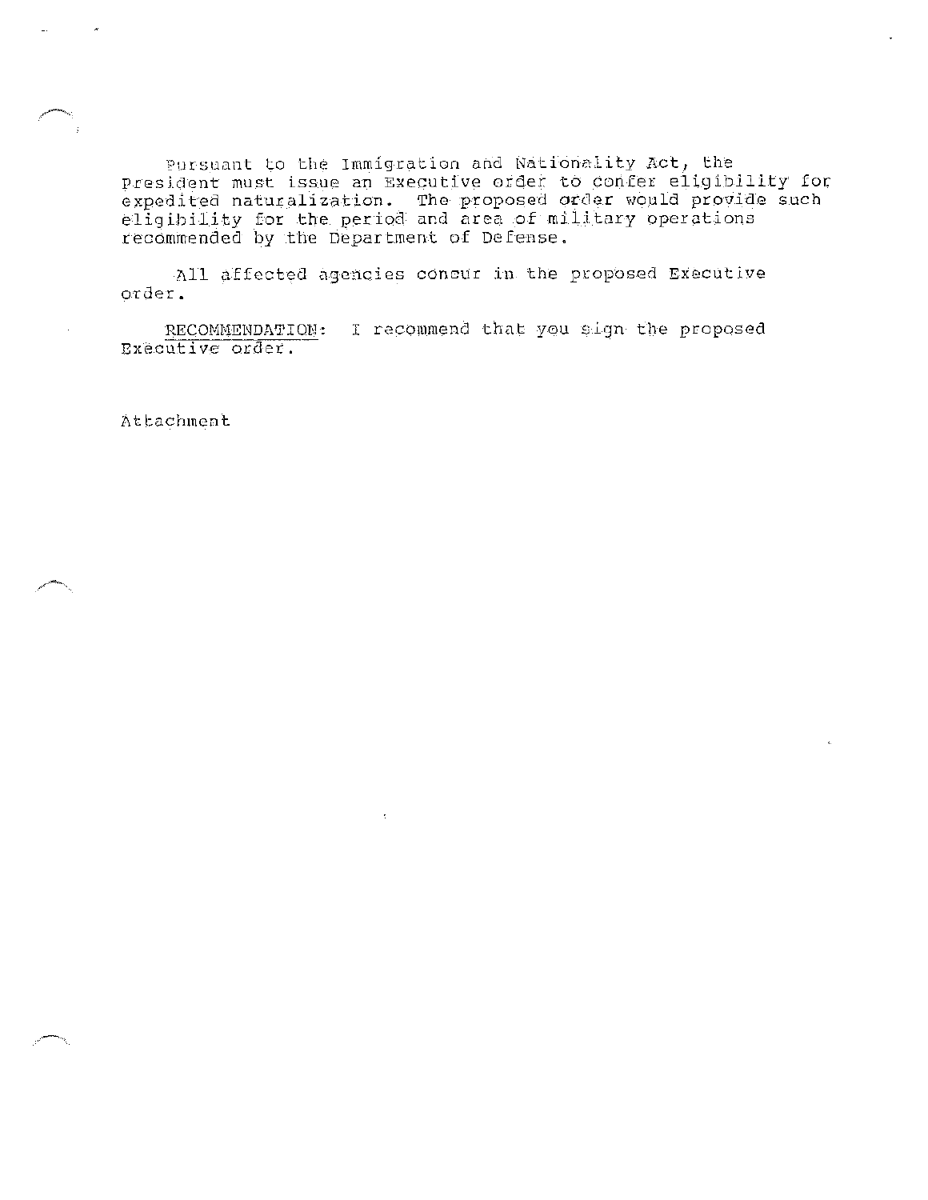Pursuant to the Immigration and Nationality Act, the President must issue an Executive order to confer eligibility for expedited naturalization. The proposed order would provide such eligibility for the period and area of military operations recommended by the Department of Defense.

All affected agencies concur in the proposed Executive order.

RECOMMENDATION: I recommend that you sign the proposed Executive order.

Attachment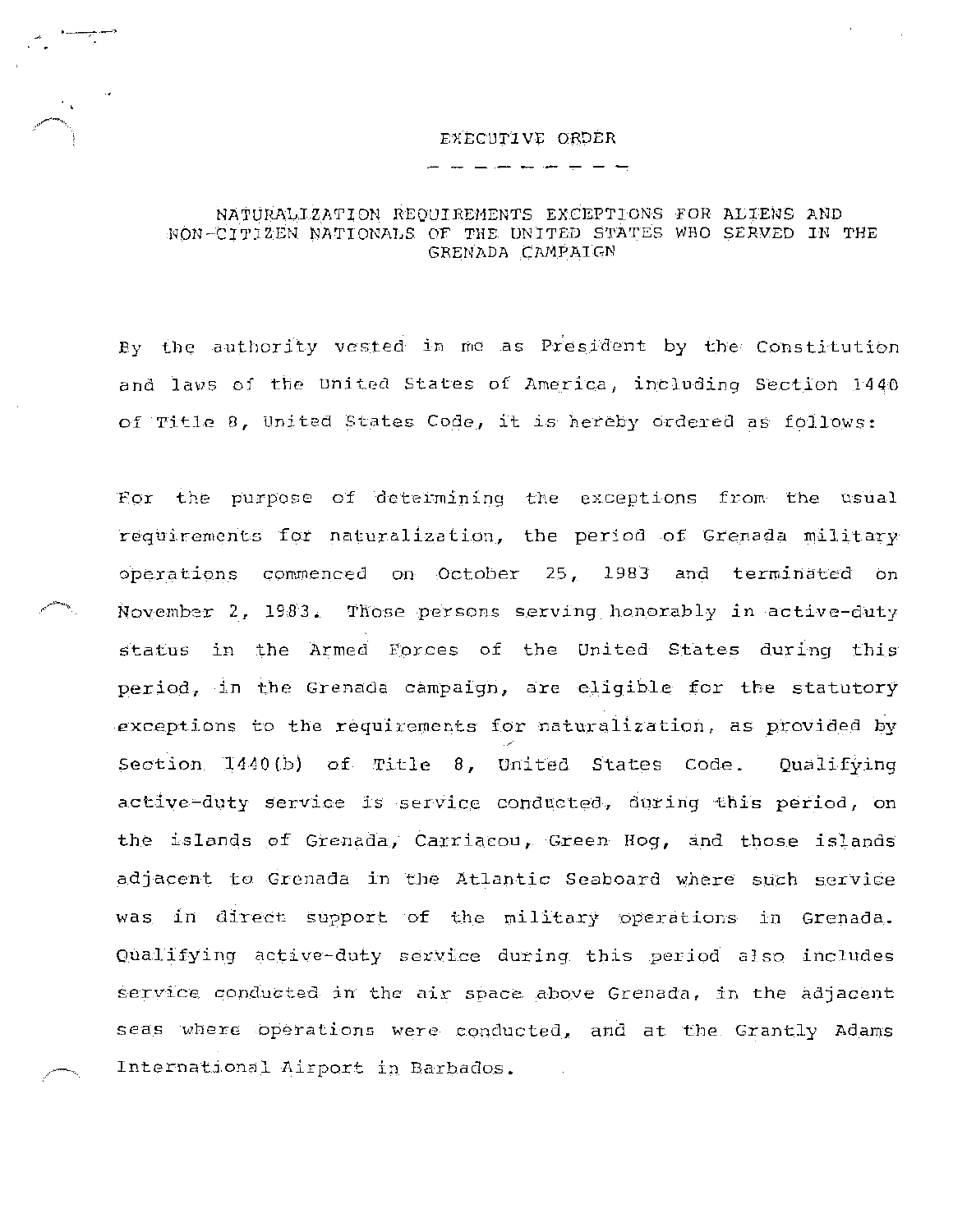# EXECUTIVE ORDER

## NATURALIZATION REQUIREMENTS EXCEPTIONS FOR ALIENS AND NON-CITIZEN NATIONALS OF THE UNITED STATES WHO SERVED IN THE GRENADA CAMPAIGN

By the authority vested in me as President by the Constitution and laws of the United States of America, including Section 1440 of Title 8, United States Code, it is hereby ordered as follows:

For the purpose of determining the exceptions from the usual requirements for naturalization, the period of Grenada military operations commenced on October 25, 1983 and terminated on November 2, 1983. Those persons serving honorably in active-duty status in the Armed Forces of the United States during this period, in the Grenada campaign, are eligible for the statutory exceptions to the requirements for naturalization, as provided by Section 1440(b) of Title 8, United States Code. Qualifying active-duty service is service conducted, during this period, on the islands of Grenada, Carriacou, Green Hog, and those islands adjacent to Grenada in the Atlantic Seaboard where such service was in direct support of the military operations in Grenada. Qualifying active-duty service during this period also includes service conducted in the air space above Grenada, in the adjacent seas where operations were conducted, and at the Grantly Adams International Airport in Barbados.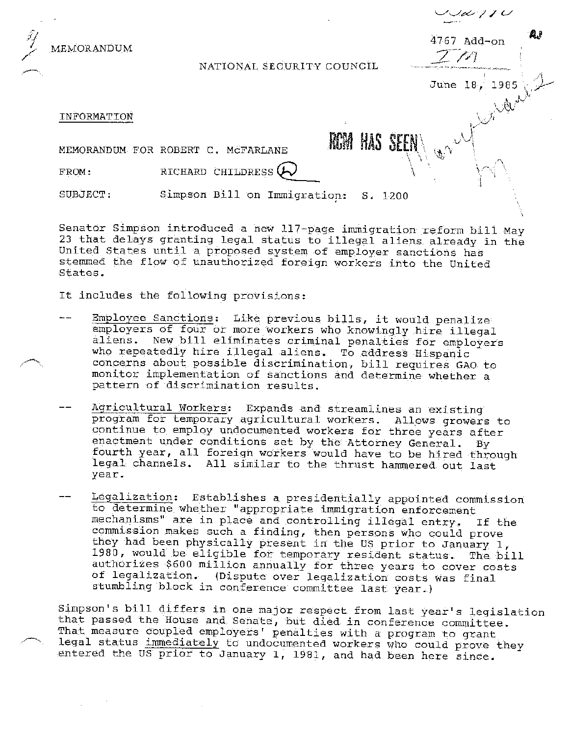MEMORANDUM

NATIONAL SECURITY COUNCIL

4767 Add-on

June 18, 1985

INFORMATION

RCM HAS SEEN

MEMORANDUM FOR ROBERT C. McFARLANE

FROM: RICHARD CHILDRESS

SUBJECT: Simpson Bill on Immigration: S. 1200

Senator Simpson introduced a new 117-page immigration reform bill May 23 that delays granting legal status to illegal aliens already in the United States until a proposed system of employer sanctions has stemmed the flow of unauthorized foreign workers into the United States.

It includes the following provisions:

-- Employee Sanctions: Like previous bills, it would penalize employers of four or more workers who knowingly hire illegal aliens. New bill eliminates criminal penalties for employers who repeatedly hire illegal aliens. To address Hispanic concerns about possible discrimination, bill requires GAO to monitor implementation of sanctions and determine whether a pattern of discrimination results.

-- Agricultural Workers: Expands and streamlines an existing program for temporary agricultural workers. Allows growers to continue to employ undocumented workers for three years after enactment under conditions set by the Attorney General. By fourth year, all foreign workers would have to be hired through legal channels. All similar to the thrust hammered out last year.

-- Legalization: Establishes a presidentially appointed commission to determine whether "appropriate immigration enforcement mechanisms" are in place and controlling illegal entry. If the commission makes such a finding, then persons who could prove they had been physically present in the US prior to January 1, 1980, would be eligible for temporary resident status. The bill authorizes $600 million annually for three years to cover costs of legalization. (Dispute over legalization costs was final stumbling block in conference committee last year.)

Simpson's bill differs in one major respect from last year's legislation that passed the House and Senate, but died in conference committee. That measure coupled employers' penalties with a program to grant legal status immediately to undocumented workers who could prove they entered the US prior to January 1, 1981, and had been here since.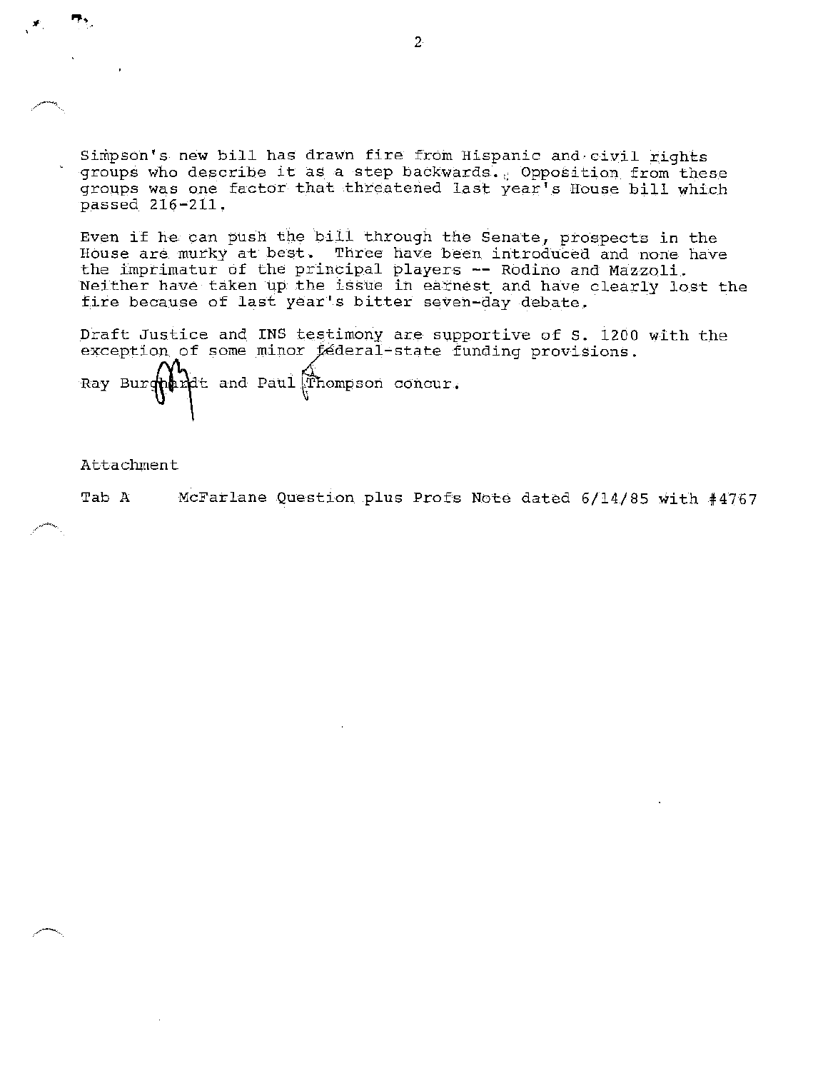Simpson's new bill has drawn fire from Hispanic and civil rights groups who describe it as a step backwards. Opposition from these groups was one factor that threatened last year's House bill which passed 216-211.

Even if he can push the bill through the Senate, prospects in the House are murky at best. Three have been introduced and none have the imprimatur of the principal players -- Rodino and Mazzoli. Neither have taken up the issue in earnest and have clearly lost the fire because of last year's bitter seven-day debate.

Draft Justice and INS testimony are supportive of S. 1200 with the exception of some minor federal-state funding provisions.

Ray Burghardt and Paul Thompson concur.

Attachment

Tab A McFarlane Question plus Profs Note dated 6/14/85 with #4767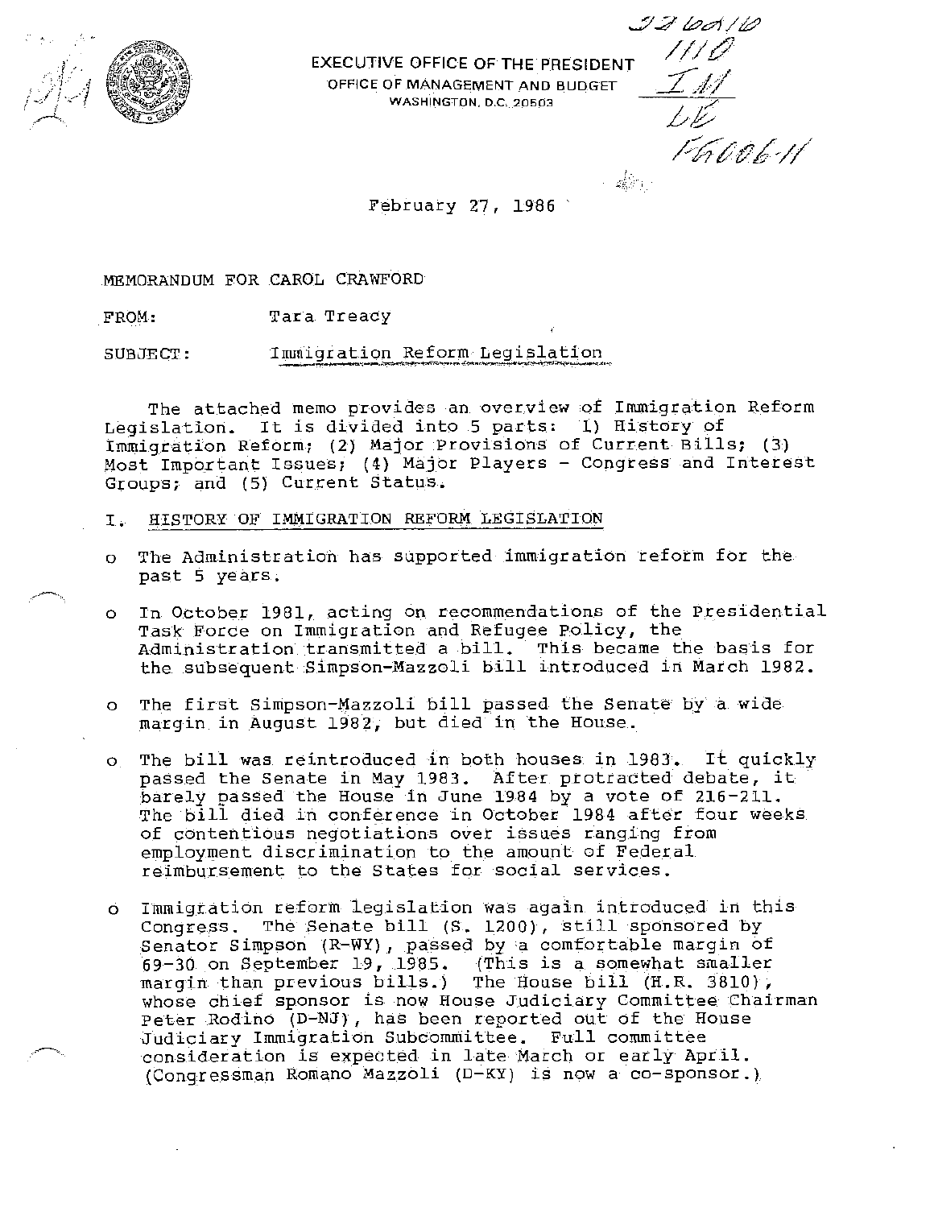EXECUTIVE OFFICE OF THE PRESIDENT
OFFICE OF MANAGEMENT AND BUDGET
WASHINGTON, D.C. 20503

February 27, 1986

MEMORANDUM FOR CAROL CRAWFORD

FROM: Tara Treacy

SUBJECT: Immigration Reform Legislation

The attached memo provides an overview of Immigration Reform Legislation. It is divided into 5 parts: 1) History of Immigration Reform; (2) Major Provisions of Current Bills; (3) Most Important Issues; (4) Major Players - Congress and Interest Groups; and (5) Current Status.

## I. HISTORY OF IMMIGRATION REFORM LEGISLATION

- The Administration has supported immigration reform for the past 5 years.

- In October 1981, acting on recommendations of the Presidential Task Force on Immigration and Refugee Policy, the Administration transmitted a bill. This became the basis for the subsequent Simpson-Mazzoli bill introduced in March 1982.

- The first Simpson-Mazzoli bill passed the Senate by a wide margin in August 1982, but died in the House.

- The bill was reintroduced in both houses in 1983. It quickly passed the Senate in May 1983. After protracted debate, it barely passed the House in June 1984 by a vote of 216-211. The bill died in conference in October 1984 after four weeks of contentious negotiations over issues ranging from employment discrimination to the amount of Federal reimbursement to the States for social services.

- Immigration reform legislation was again introduced in this Congress. The Senate bill (S. 1200), still sponsored by Senator Simpson (R-WY), passed by a comfortable margin of 69-30 on September 19, 1985. (This is a somewhat smaller margin than previous bills.) The House bill (H.R. 3810), whose chief sponsor is now House Judiciary Committee Chairman Peter Rodino (D-NJ), has been reported out of the House Judiciary Immigration Subcommittee. Full committee consideration is expected in late March or early April. (Congressman Romano Mazzoli (D-KY) is now a co-sponsor.)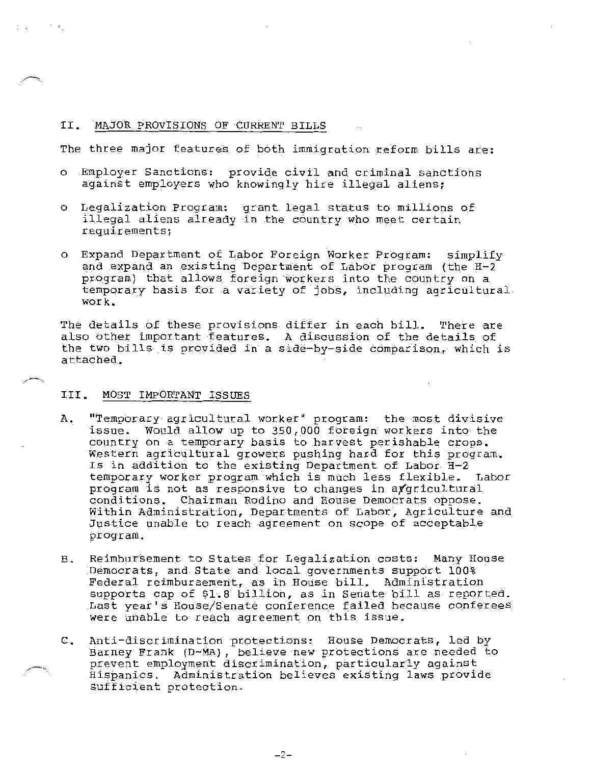## II. MAJOR PROVISIONS OF CURRENT BILLS

The three major features of both immigration reform bills are:

- Employer Sanctions: provide civil and criminal sanctions against employers who knowingly hire illegal aliens;
- Legalization Program: grant legal status to millions of illegal aliens already in the country who meet certain requirements;
- Expand Department of Labor Foreign Worker Program: simplify and expand an existing Department of Labor program (the H-2 program) that allows foreign workers into the country on a temporary basis for a variety of jobs, including agricultural work.

The details of these provisions differ in each bill. There are also other important features. A discussion of the details of the two bills is provided in a side-by-side comparison, which is attached.

## III. MOST IMPORTANT ISSUES

A. "Temporary agricultural worker" program: the most divisive issue. Would allow up to 350,000 foreign workers into the country on a temporary basis to harvest perishable crops. Western agricultural growers pushing hard for this program. Is in addition to the existing Department of Labor H-2 temporary worker program which is much less flexible. Labor program is not as responsive to changes in agricultural conditions. Chairman Rodino and House Democrats oppose. Within Administration, Departments of Labor, Agriculture and Justice unable to reach agreement on scope of acceptable program.

B. Reimbursement to States for Legalization costs: Many House Democrats, and State and local governments support 100% Federal reimbursement, as in House bill. Administration supports cap of $1.8 billion, as in Senate bill as reported. Last year's House/Senate conference failed because conferees were unable to reach agreement on this issue.

C. Anti-discrimination protections: House Democrats, led by Barney Frank (D-MA), believe new protections are needed to prevent employment discrimination, particularly against Hispanics. Administration believes existing laws provide sufficient protection.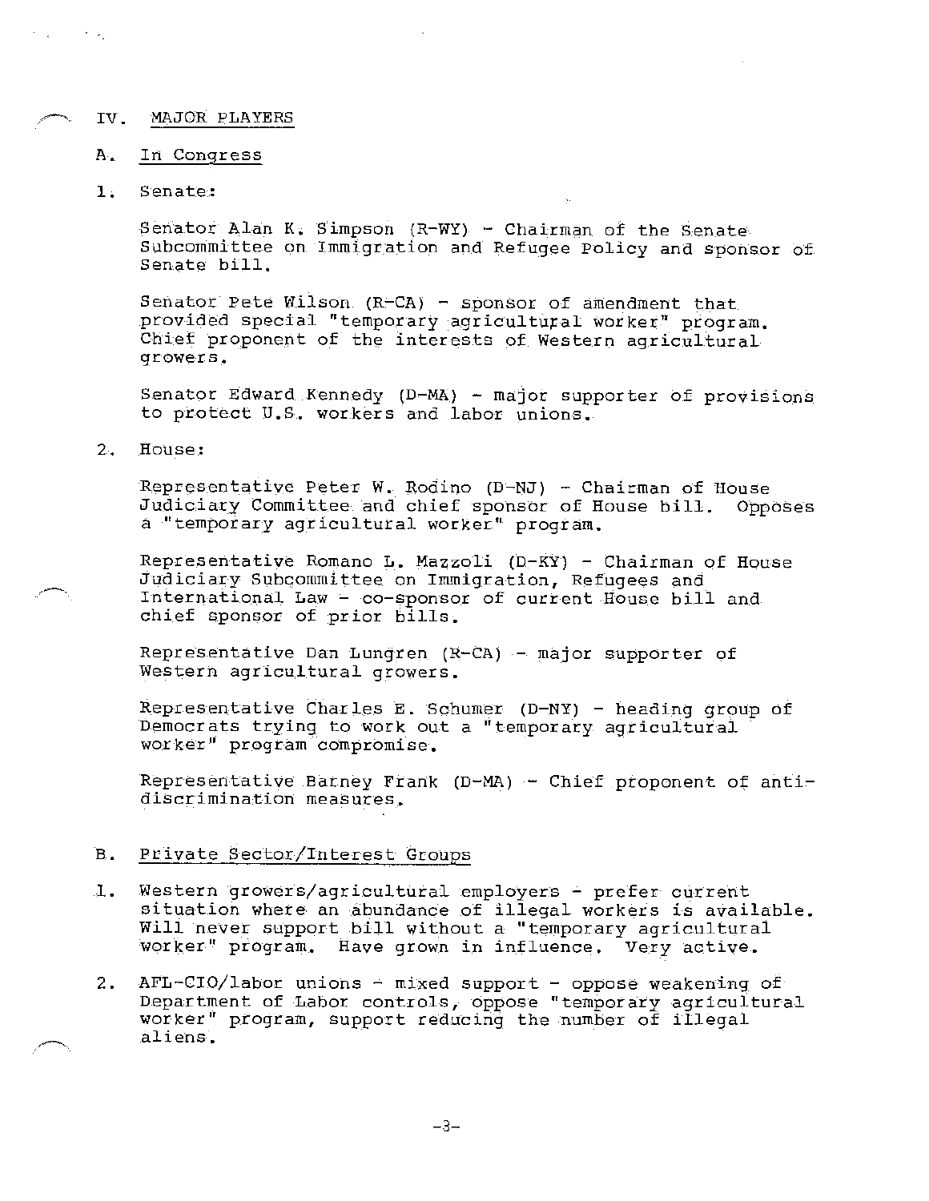## IV. MAJOR PLAYERS

### A. In Congress

1. Senate:

   Senator Alan K. Simpson (R-WY) - Chairman of the Senate Subcommittee on Immigration and Refugee Policy and sponsor of Senate bill.

   Senator Pete Wilson (R-CA) - sponsor of amendment that provided special "temporary agricultural worker" program. Chief proponent of the interests of Western agricultural growers.

   Senator Edward Kennedy (D-MA) - major supporter of provisions to protect U.S. workers and labor unions.

2. House:

   Representative Peter W. Rodino (D-NJ) - Chairman of House Judiciary Committee and chief sponsor of House bill. Opposes a "temporary agricultural worker" program.

   Representative Romano L. Mazzoli (D-KY) - Chairman of House Judiciary Subcommittee on Immigration, Refugees and International Law - co-sponsor of current House bill and chief sponsor of prior bills.

   Representative Dan Lungren (R-CA) - major supporter of Western agricultural growers.

   Representative Charles E. Schumer (D-NY) - heading group of Democrats trying to work out a "temporary agricultural worker" program compromise.

   Representative Barney Frank (D-MA) - Chief proponent of anti-discrimination measures.

### B. Private Sector/Interest Groups

1. Western growers/agricultural employers - prefer current situation where an abundance of illegal workers is available. Will never support bill without a "temporary agricultural worker" program. Have grown in influence. Very active.

2. AFL-CIO/labor unions - mixed support - oppose weakening of Department of Labor controls, oppose "temporary agricultural worker" program, support reducing the number of illegal aliens.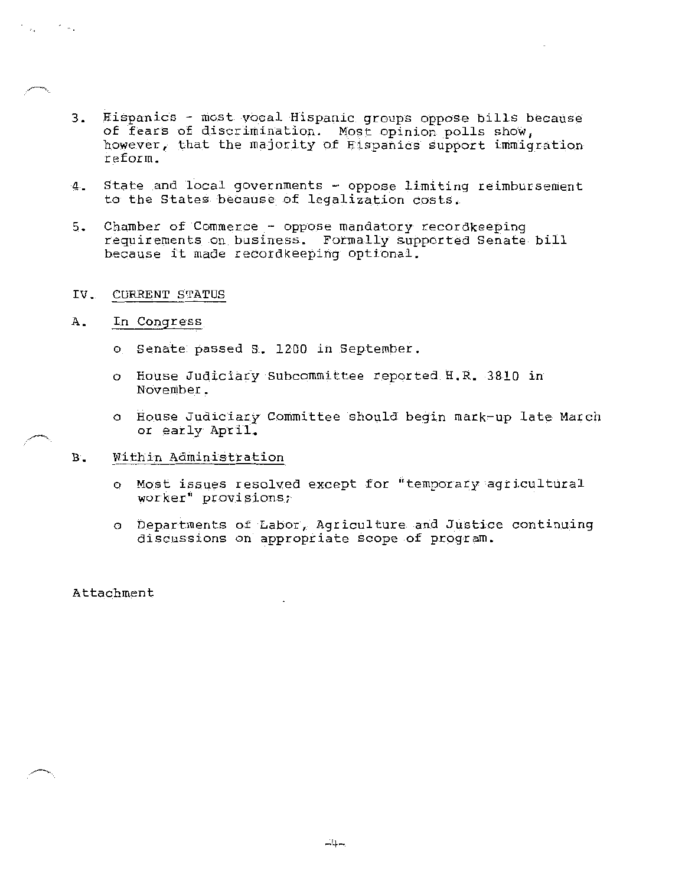3. Hispanics - most vocal Hispanic groups oppose bills because of fears of discrimination. Most opinion polls show, however, that the majority of Hispanics support immigration reform.

4. State and local governments - oppose limiting reimbursement to the States because of legalization costs.

5. Chamber of Commerce - oppose mandatory recordkeeping requirements on business. Formally supported Senate bill because it made recordkeeping optional.

## IV. CURRENT STATUS

### A. In Congress

- Senate passed S. 1200 in September.
- House Judiciary Subcommittee reported H.R. 3810 in November.
- House Judiciary Committee should begin mark-up late March or early April.

### B. Within Administration

- Most issues resolved except for "temporary agricultural worker" provisions;
- Departments of Labor, Agriculture and Justice continuing discussions on appropriate scope of program.

Attachment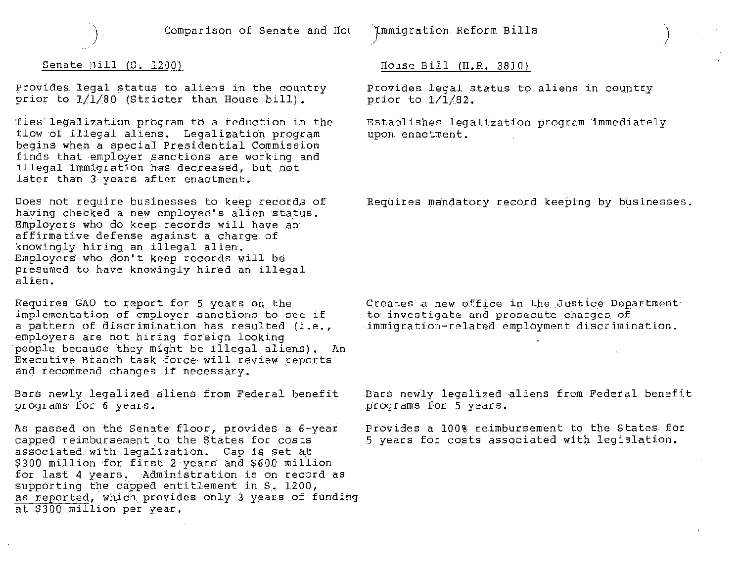# Comparison of Senate and House Immigration Reform Bills

| Senate Bill (S. 1200) | House Bill (H.R. 3810) |
| --- | --- |
| Provides legal status to aliens in the country prior to 1/1/80 (Stricter than House bill). | Provides legal status to aliens in country prior to 1/1/82. |
| Ties legalization program to a reduction in the flow of illegal aliens. Legalization program begins when a special Presidential Commission finds that employer sanctions are working and illegal immigration has decreased, but not later than 3 years after enactment. | Establishes legalization program immediately upon enactment. |
| Does not require businesses to keep records of having checked a new employee's alien status. Employers who do keep records will have an affirmative defense against a charge of knowingly hiring an illegal alien. Employers who don't keep records will be presumed to have knowingly hired an illegal alien. | Requires mandatory record keeping by businesses. |
| Requires GAO to report for 5 years on the implementation of employer sanctions to see if a pattern of discrimination has resulted (i.e., employers are not hiring foreign looking people because they might be illegal aliens). An Executive Branch task force will review reports and recommend changes if necessary. | Creates a new office in the Justice Department to investigate and prosecute charges of immigration-related employment discrimination. |
| Bars newly legalized aliens from Federal benefit programs for 6 years. | Bars newly legalized aliens from Federal benefit programs for 5 years. |
| As passed on the Senate floor, provides a 6-year capped reimbursement to the States for costs associated with legalization. Cap is set at $300 million for first 2 years and $600 million for last 4 years. Administration is on record as supporting the capped entitlement in S. 1200, as reported, which provides only 3 years of funding at $300 million per year. | Provides a 100% reimbursement to the States for 5 years for costs associated with legislation. |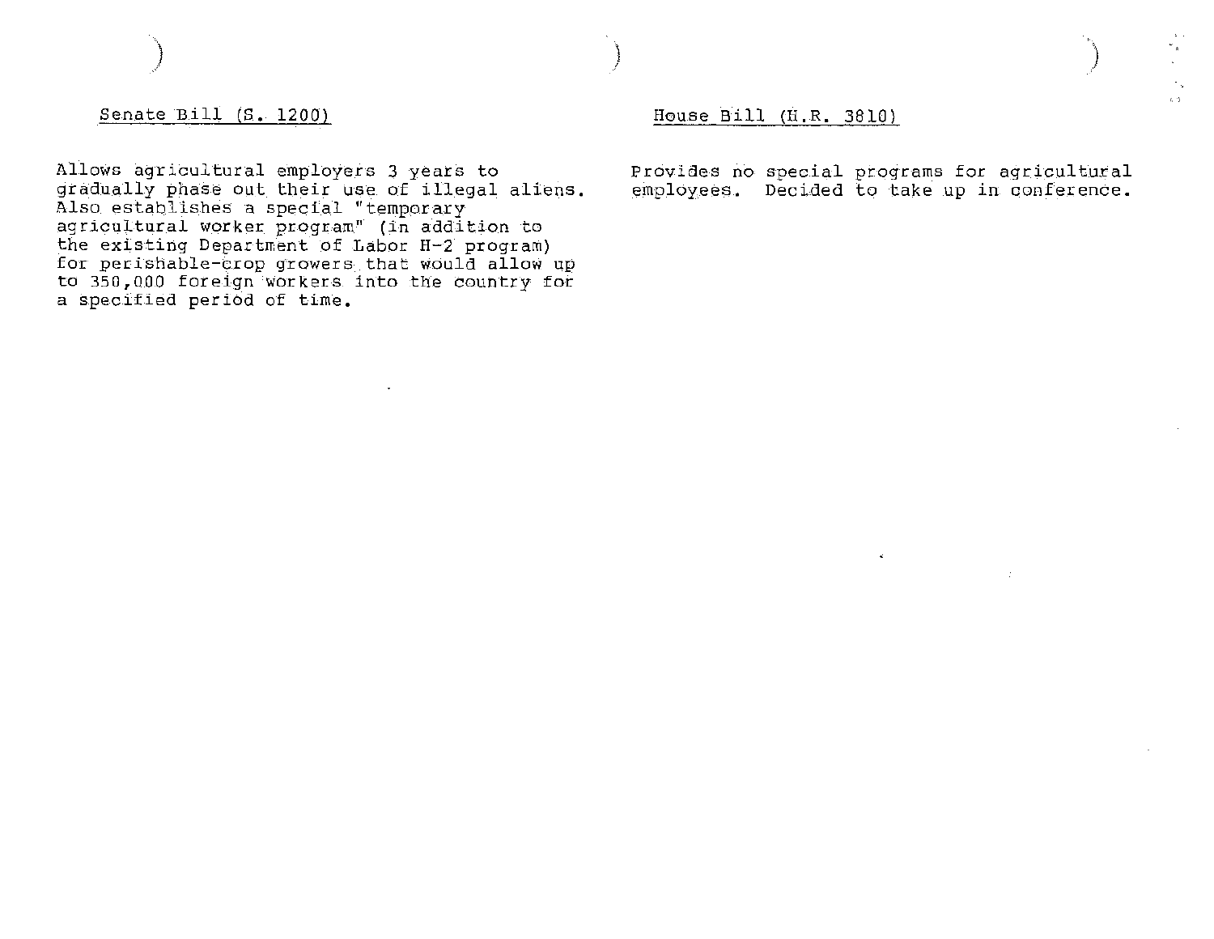| Senate Bill (S. 1200) | House Bill (H.R. 3810) |
| --- | --- |
| Allows agricultural employers 3 years to gradually phase out their use of illegal aliens. Also establishes a special "temporary agricultural worker program" (in addition to the existing Department of Labor H-2 program) for perishable-crop growers that would allow up to 350,000 foreign workers into the country for a specified period of time. | Provides no special programs for agricultural employees. Decided to take up in conference. |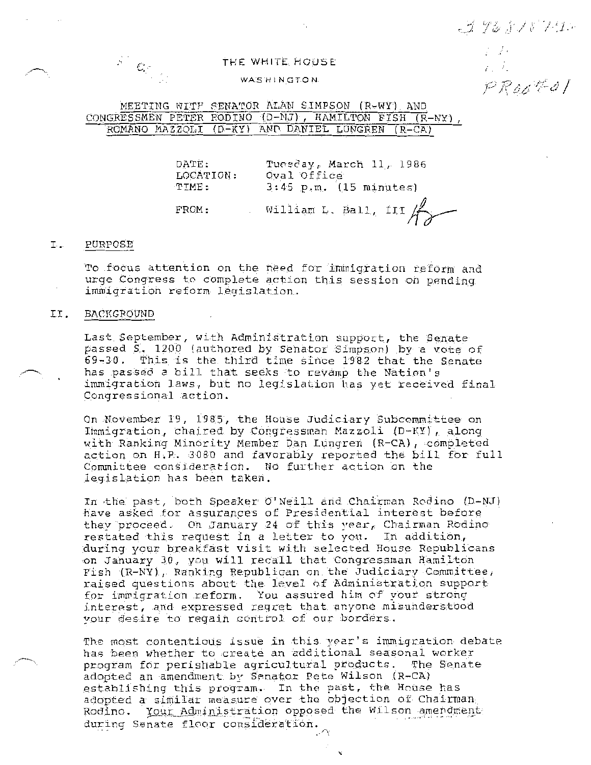THE WHITE HOUSE

WASHINGTON

MEETING WITH SENATOR ALAN SIMPSON (R-WY) AND CONGRESSMEN PETER RODINO (D-NJ), HAMILTON FISH (R-NY), ROMANO MAZZOLI (D-KY) AND DANIEL LUNGREN (R-CA)

DATE: Tuesday, March 11, 1986
LOCATION: Oval Office
TIME: 3:45 p.m. (15 minutes)

FROM: William L. Ball, III

## I. PURPOSE

To focus attention on the need for immigration reform and urge Congress to complete action this session on pending immigration reform legislation.

## II. BACKGROUND

Last September, with Administration support, the Senate passed S. 1200 (authored by Senator Simpson) by a vote of 69-30. This is the third time since 1982 that the Senate has passed a bill that seeks to revamp the Nation's immigration laws, but no legislation has yet received final Congressional action.

On November 19, 1985, the House Judiciary Subcommittee on Immigration, chaired by Congressman Mazzoli (D-KY), along with Ranking Minority Member Dan Lungren (R-CA), completed action on H.R. 3080 and favorably reported the bill for full Committee consideration. No further action on the legislation has been taken.

In the past, both Speaker O'Neill and Chairman Rodino (D-NJ) have asked for assurances of Presidential interest before they proceed. On January 24 of this year, Chairman Rodino restated this request in a letter to you. In addition, during your breakfast visit with selected House Republicans on January 30, you will recall that Congressman Hamilton Fish (R-NY), Ranking Republican on the Judiciary Committee, raised questions about the level of Administration support for immigration reform. You assured him of your strong interest, and expressed regret that anyone misunderstood your desire to regain control of our borders.

The most contentious issue in this year's immigration debate has been whether to create an additional seasonal worker program for perishable agricultural products. The Senate adopted an amendment by Senator Pete Wilson (R-CA) establishing this program. In the past, the House has adopted a similar measure over the objection of Chairman Rodino. Your Administration opposed the Wilson amendment during Senate floor consideration.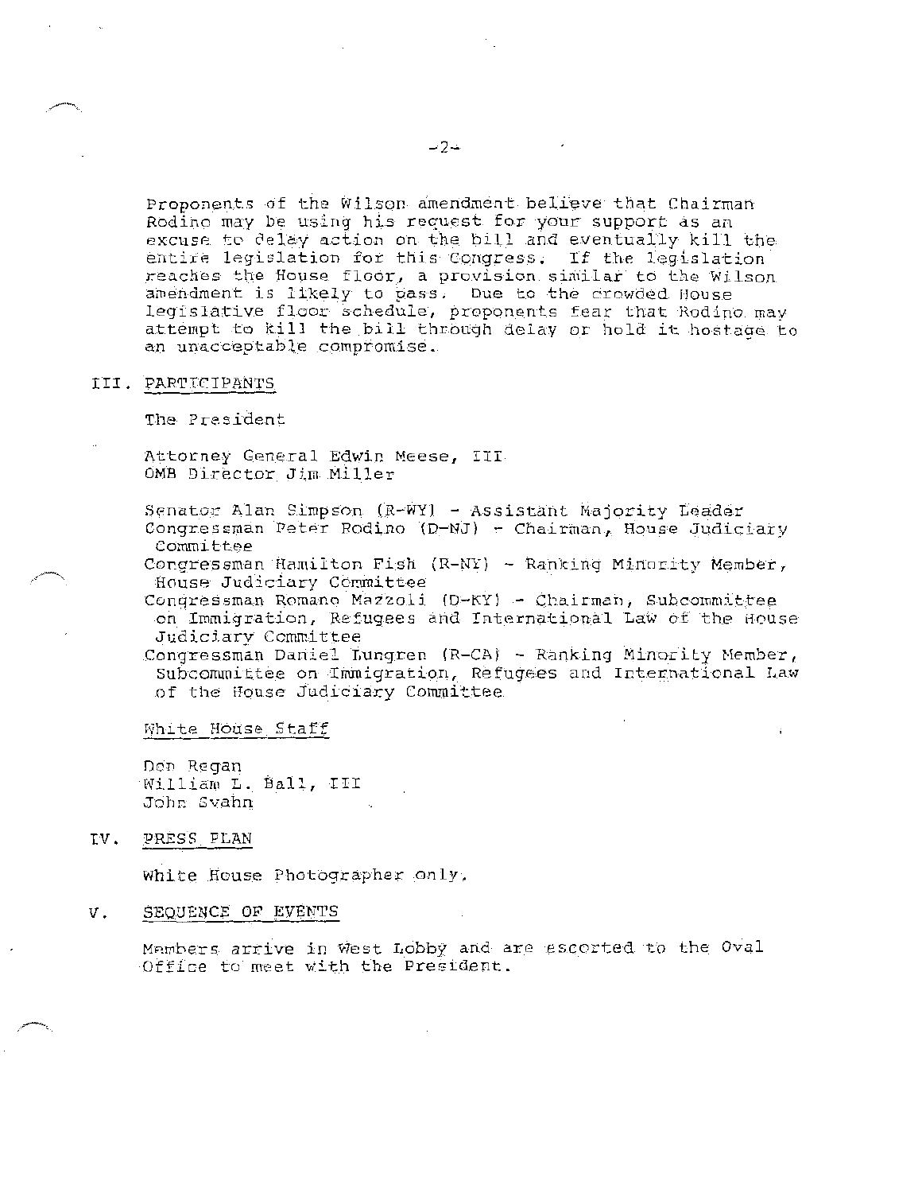Proponents of the Wilson amendment believe that Chairman Rodino may be using his request for your support as an excuse to delay action on the bill and eventually kill the entire legislation for this Congress. If the legislation reaches the House floor, a provision similar to the Wilson amendment is likely to pass. Due to the crowded House legislative floor schedule, proponents fear that Rodino may attempt to kill the bill through delay or hold it hostage to an unacceptable compromise.

## III. PARTICIPANTS

The President

Attorney General Edwin Meese, III
OMB Director Jim Miller

Senator Alan Simpson (R-WY) - Assistant Majority Leader
Congressman Peter Rodino (D-NJ) - Chairman, House Judiciary Committee
Congressman Hamilton Fish (R-NY) - Ranking Minority Member, House Judiciary Committee
Congressman Romano Mazzoli (D-KY) - Chairman, Subcommittee on Immigration, Refugees and International Law of the House Judiciary Committee
Congressman Daniel Lungren (R-CA) - Ranking Minority Member, Subcommittee on Immigration, Refugees and International Law of the House Judiciary Committee

White House Staff

Don Regan
William L. Ball, III
John Svahn

## IV. PRESS PLAN

White House Photographer only.

## V. SEQUENCE OF EVENTS

Members arrive in West Lobby and are escorted to the Oval Office to meet with the President.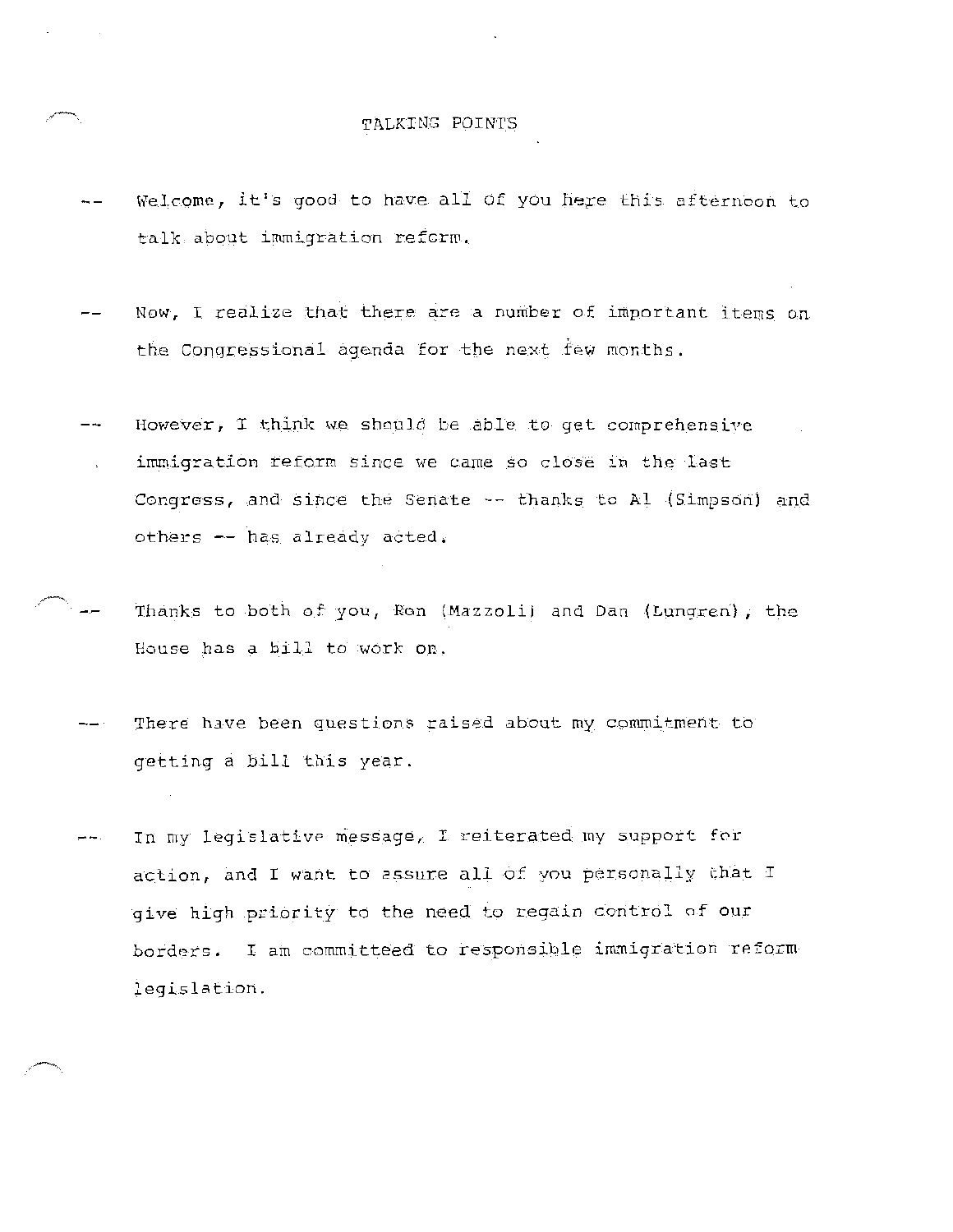# TALKING POINTS

-- Welcome, it's good to have all of you here this afternoon to talk about immigration reform.

-- Now, I realize that there are a number of important items on the Congressional agenda for the next few months.

-- However, I think we should be able to get comprehensive immigration reform since we came so close in the last Congress, and since the Senate -- thanks to Al (Simpson) and others -- has already acted.

-- Thanks to both of you, Ron (Mazzoli) and Dan (Lungren), the House has a bill to work on.

-- There have been questions raised about my commitment to getting a bill this year.

-- In my legislative message, I reiterated my support for action, and I want to assure all of you personally that I give high priority to the need to regain control of our borders. I am committeed to responsible immigration reform legislation.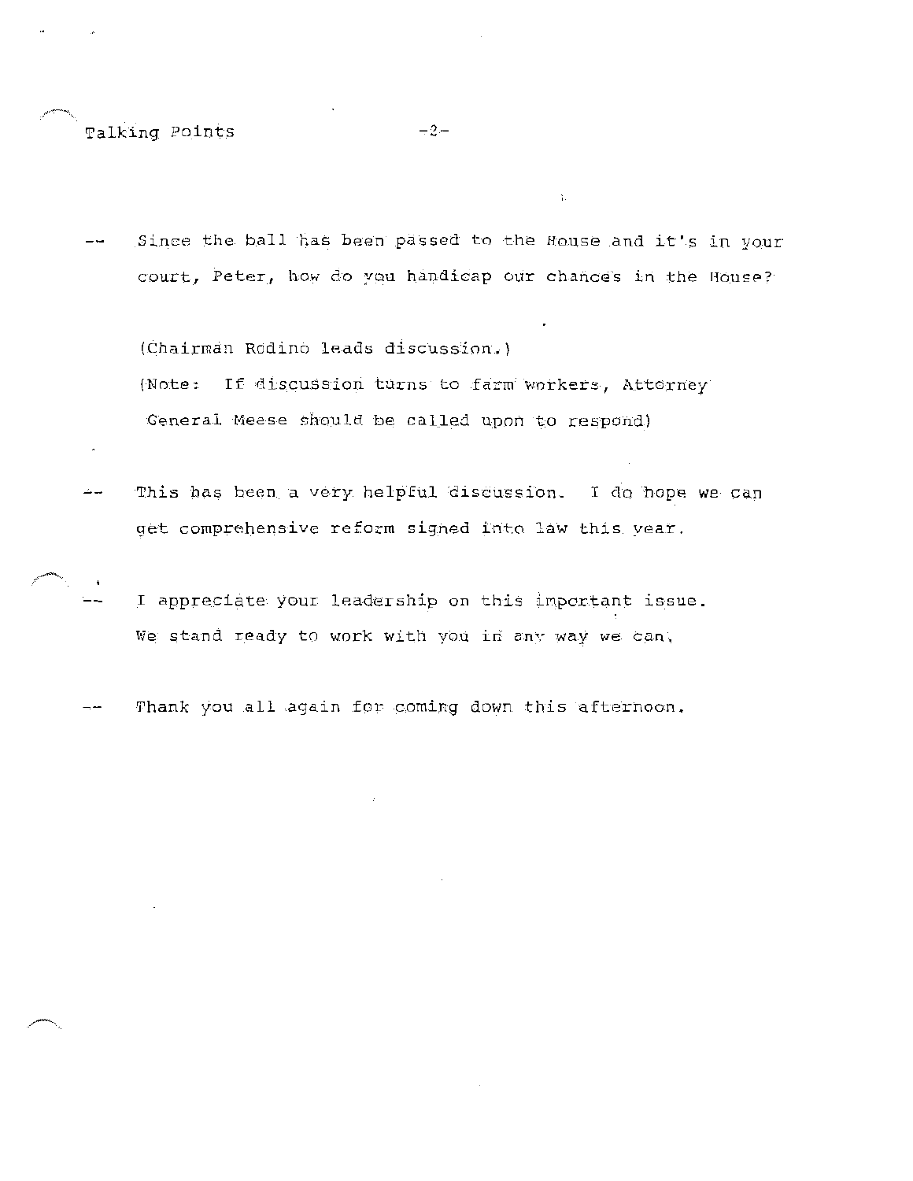-- Since the ball has been passed to the House and it's in your court, Peter, how do you handicap our chances in the House?

(Chairman Rodino leads discussion.)

(Note: If discussion turns to farm workers, Attorney General Meese should be called upon to respond)

-- This has been a very helpful discussion. I do hope we can get comprehensive reform signed into law this year.

-- I appreciate your leadership on this important issue. We stand ready to work with you in any way we can.

-- Thank you all again for coming down this afternoon.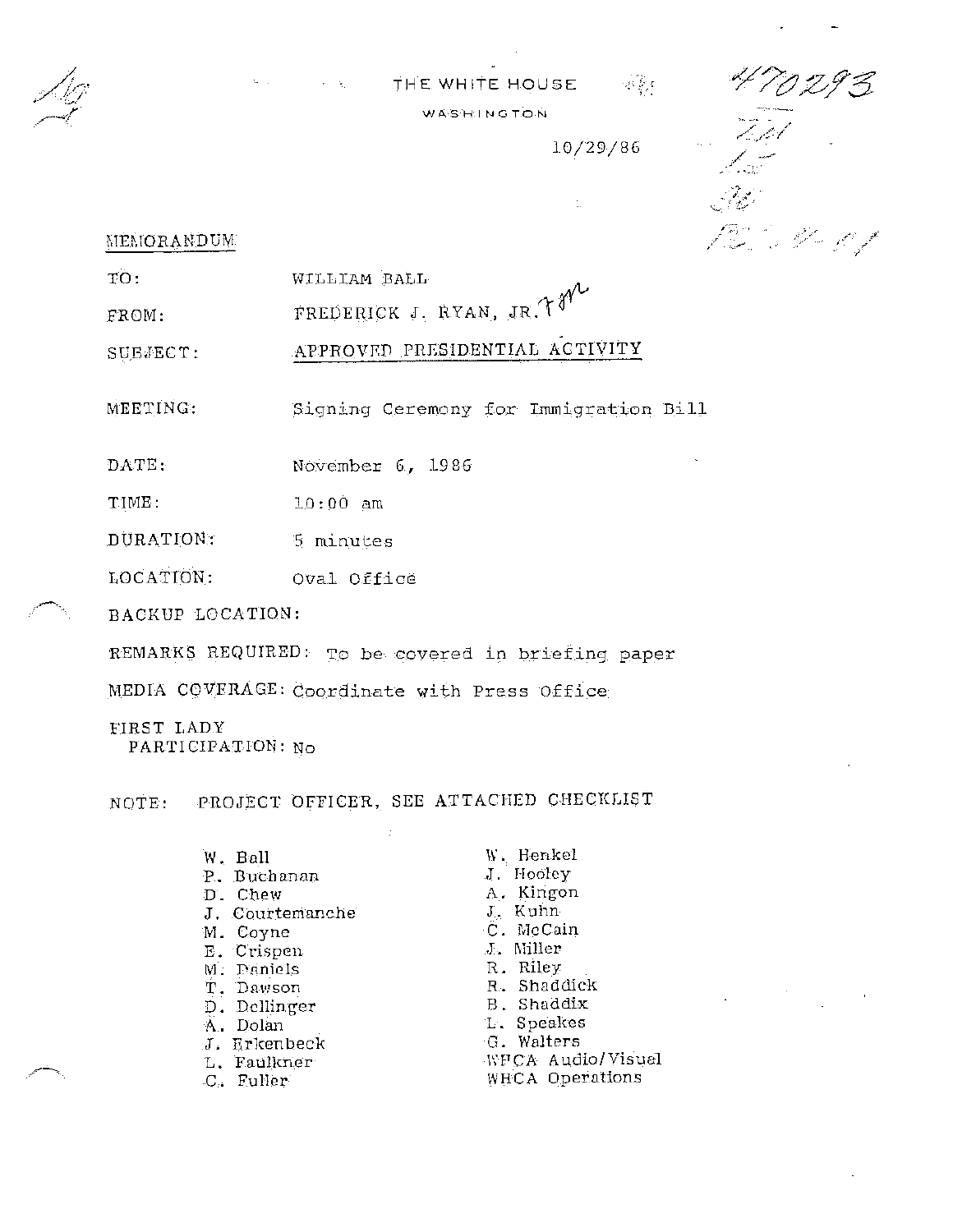THE WHITE HOUSE

WASHINGTON

10/29/86

470293

MEMORANDUM

TO: WILLIAM BALL

FROM: FREDERICK J. RYAN, JR.

SUBJECT: APPROVED PRESIDENTIAL ACTIVITY

MEETING: Signing Ceremony for Immigration Bill

DATE: November 6, 1986

TIME: 10:00 am

DURATION: 5 minutes

LOCATION: Oval Office

BACKUP LOCATION:

REMARKS REQUIRED: To be covered in briefing paper

MEDIA COVERAGE: Coordinate with Press Office

FIRST LADY PARTICIPATION: No

NOTE: PROJECT OFFICER, SEE ATTACHED CHECKLIST

- W. Ball
- P. Buchanan
- D. Chew
- J. Courtemanche
- M. Coyne
- E. Crispen
- M. Daniels
- T. Dawson
- D. Dellinger
- A. Dolan
- J. Erkenbeck
- L. Faulkner
- C. Fuller
- W. Henkel
- J. Hooley
- A. Kingon
- J. Kuhn
- C. McCain
- J. Miller
- R. Riley
- R. Shaddick
- B. Shaddix
- L. Speakes
- G. Walters
- WHCA Audio/Visual
- WHCA Operations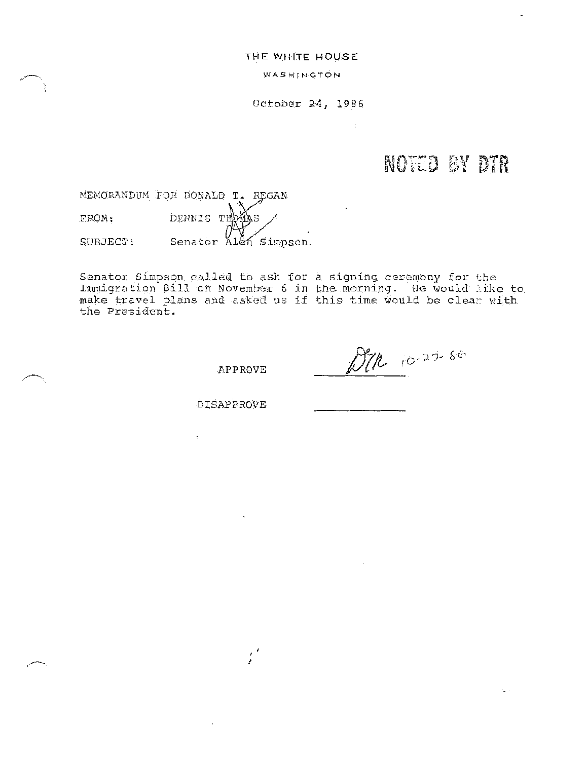THE WHITE HOUSE

WASHINGTON

October 24, 1986

NOTED BY DTR

MEMORANDUM FOR DONALD T. REGAN

FROM: DENNIS THOMAS

SUBJECT: Senator Alan Simpson

Senator Simpson called to ask for a signing ceremony for the Immigration Bill on November 6 in the morning. He would like to make travel plans and asked us if this time would be clear with the President.

APPROVE DTR 10-27-86

DISAPPROVE ____________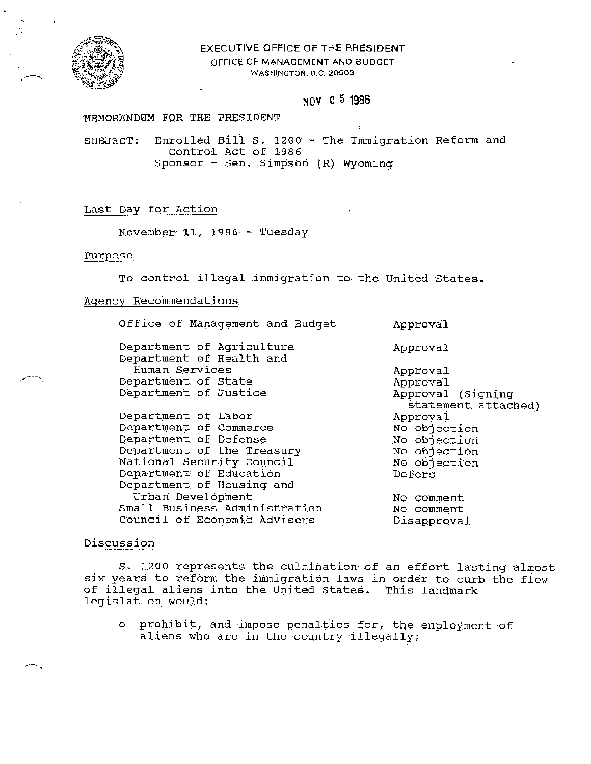EXECUTIVE OFFICE OF THE PRESIDENT
OFFICE OF MANAGEMENT AND BUDGET
WASHINGTON, D.C. 20503

NOV 05 1986

MEMORANDUM FOR THE PRESIDENT

SUBJECT: Enrolled Bill S. 1200 - The Immigration Reform and Control Act of 1986
Sponsor - Sen. Simpson (R) Wyoming

Last Day for Action

November 11, 1986 - Tuesday

Purpose

To control illegal immigration to the United States.

Agency Recommendations

| | |
|---|---|
| Office of Management and Budget | Approval |
| Department of Agriculture | Approval |
| Department of Health and Human Services | Approval |
| Department of State | Approval |
| Department of Justice | Approval (Signing statement attached) |
| Department of Labor | Approval |
| Department of Commerce | No objection |
| Department of Defense | No objection |
| Department of the Treasury | No objection |
| National Security Council | No objection |
| Department of Education | Defers |
| Department of Housing and Urban Development | No comment |
| Small Business Administration | No comment |
| Council of Economic Advisers | Disapproval |

Discussion

S. 1200 represents the culmination of an effort lasting almost six years to reform the immigration laws in order to curb the flow of illegal aliens into the United States. This landmark legislation would:

- prohibit, and impose penalties for, the employment of aliens who are in the country illegally;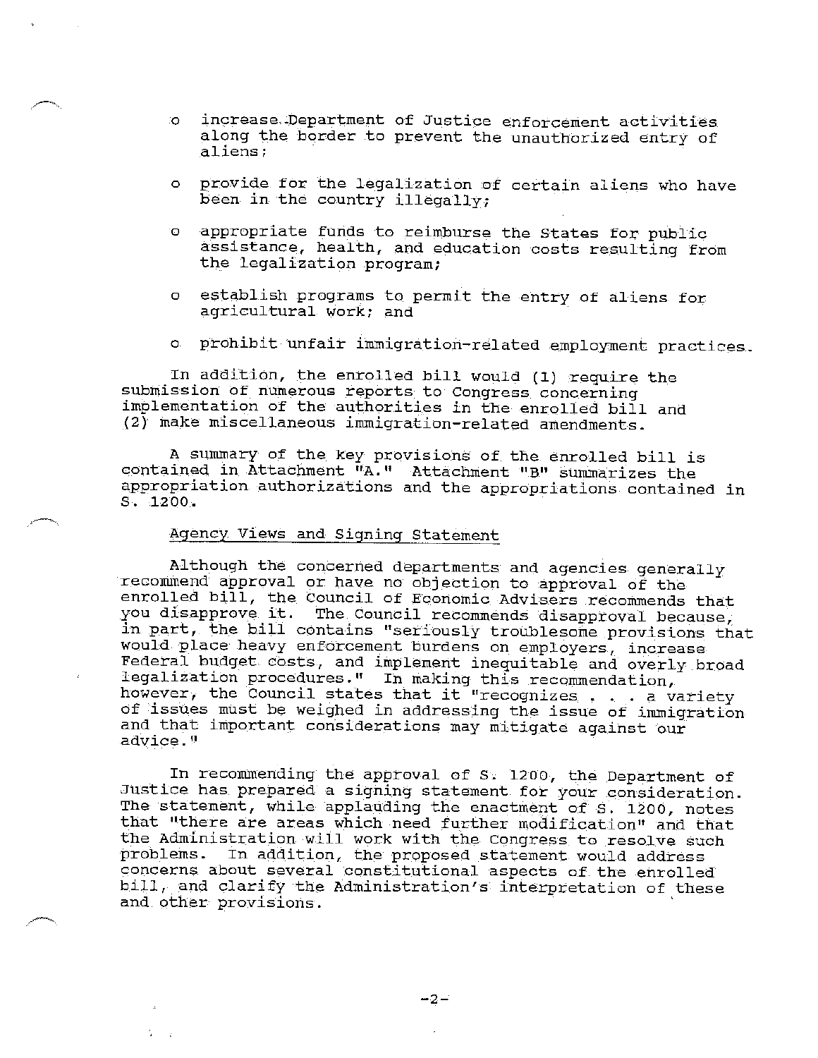- increase Department of Justice enforcement activities along the border to prevent the unauthorized entry of aliens;
- provide for the legalization of certain aliens who have been in the country illegally;
- appropriate funds to reimburse the States for public assistance, health, and education costs resulting from the legalization program;
- establish programs to permit the entry of aliens for agricultural work; and
- prohibit unfair immigration-related employment practices.

In addition, the enrolled bill would (1) require the submission of numerous reports to Congress concerning implementation of the authorities in the enrolled bill and (2) make miscellaneous immigration-related amendments.

A summary of the key provisions of the enrolled bill is contained in Attachment "A." Attachment "B" summarizes the appropriation authorizations and the appropriations contained in S. 1200.

Agency Views and Signing Statement

Although the concerned departments and agencies generally recommend approval or have no objection to approval of the enrolled bill, the Council of Economic Advisers recommends that you disapprove it. The Council recommends disapproval because, in part, the bill contains "seriously troublesome provisions that would place heavy enforcement burdens on employers, increase Federal budget costs, and implement inequitable and overly broad legalization procedures." In making this recommendation, however, the Council states that it "recognizes . . . a variety of issues must be weighed in addressing the issue of immigration and that important considerations may mitigate against our advice."

In recommending the approval of S. 1200, the Department of Justice has prepared a signing statement for your consideration. The statement, while applauding the enactment of S. 1200, notes that "there are areas which need further modification" and that the Administration will work with the Congress to resolve such problems. In addition, the proposed statement would address concerns about several constitutional aspects of the enrolled bill, and clarify the Administration's interpretation of these and other provisions.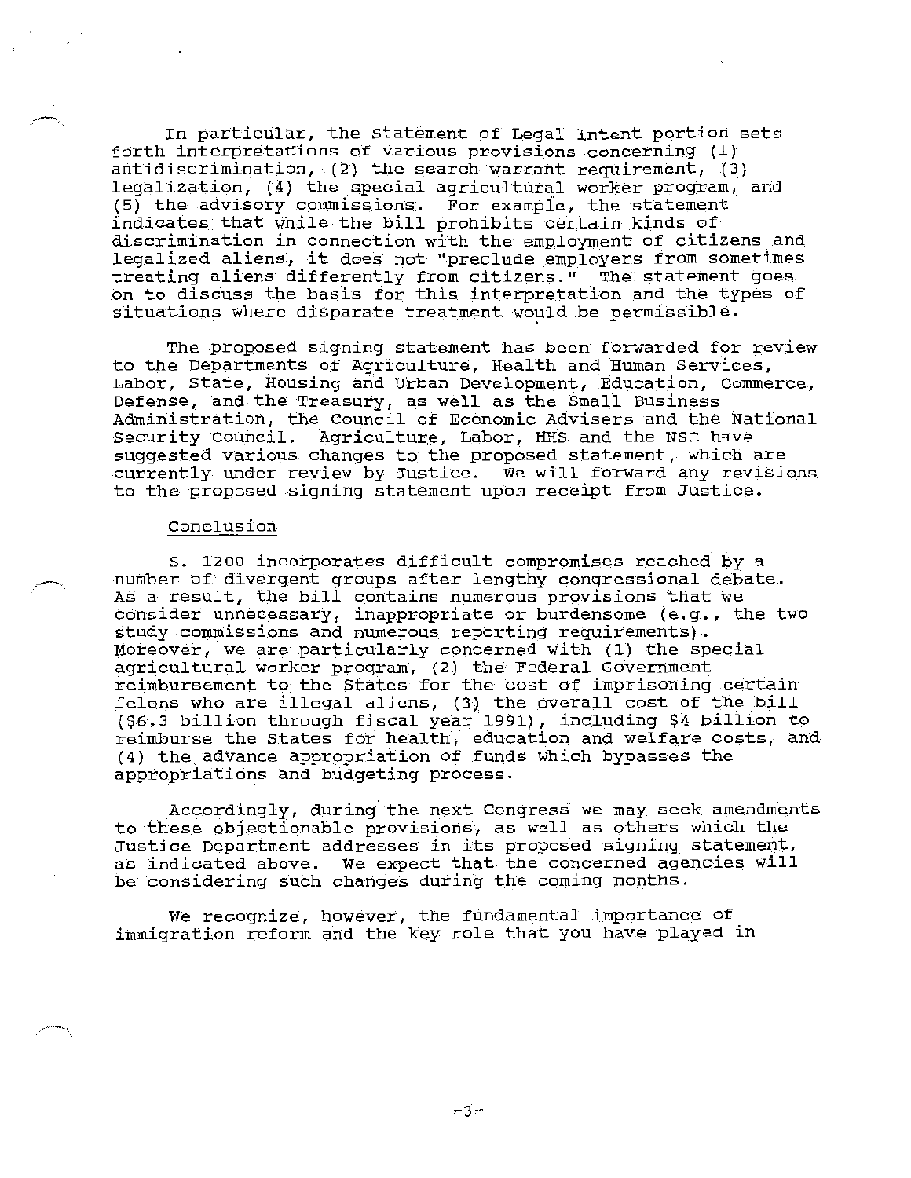In particular, the Statement of Legal Intent portion sets forth interpretations of various provisions concerning (1) antidiscrimination, (2) the search warrant requirement, (3) legalization, (4) the special agricultural worker program, and (5) the advisory commissions. For example, the statement indicates that while the bill prohibits certain kinds of discrimination in connection with the employment of citizens and legalized aliens, it does not "preclude employers from sometimes treating aliens differently from citizens." The statement goes on to discuss the basis for this interpretation and the types of situations where disparate treatment would be permissible.

The proposed signing statement has been forwarded for review to the Departments of Agriculture, Health and Human Services, Labor, State, Housing and Urban Development, Education, Commerce, Defense, and the Treasury, as well as the Small Business Administration, the Council of Economic Advisers and the National Security Council. Agriculture, Labor, HHS and the NSC have suggested various changes to the proposed statement, which are currently under review by Justice. We will forward any revisions to the proposed signing statement upon receipt from Justice.

Conclusion

S. 1200 incorporates difficult compromises reached by a number of divergent groups after lengthy congressional debate. As a result, the bill contains numerous provisions that we consider unnecessary, inappropriate or burdensome (e.g., the two study commissions and numerous reporting requirements). Moreover, we are particularly concerned with (1) the special agricultural worker program, (2) the Federal Government reimbursement to the States for the cost of imprisoning certain felons who are illegal aliens, (3) the overall cost of the bill ($6.3 billion through fiscal year 1991), including $4 billion to reimburse the States for health, education and welfare costs, and (4) the advance appropriation of funds which bypasses the appropriations and budgeting process.

Accordingly, during the next Congress we may seek amendments to these objectionable provisions, as well as others which the Justice Department addresses in its proposed signing statement, as indicated above. We expect that the concerned agencies will be considering such changes during the coming months.

We recognize, however, the fundamental importance of immigration reform and the key role that you have played in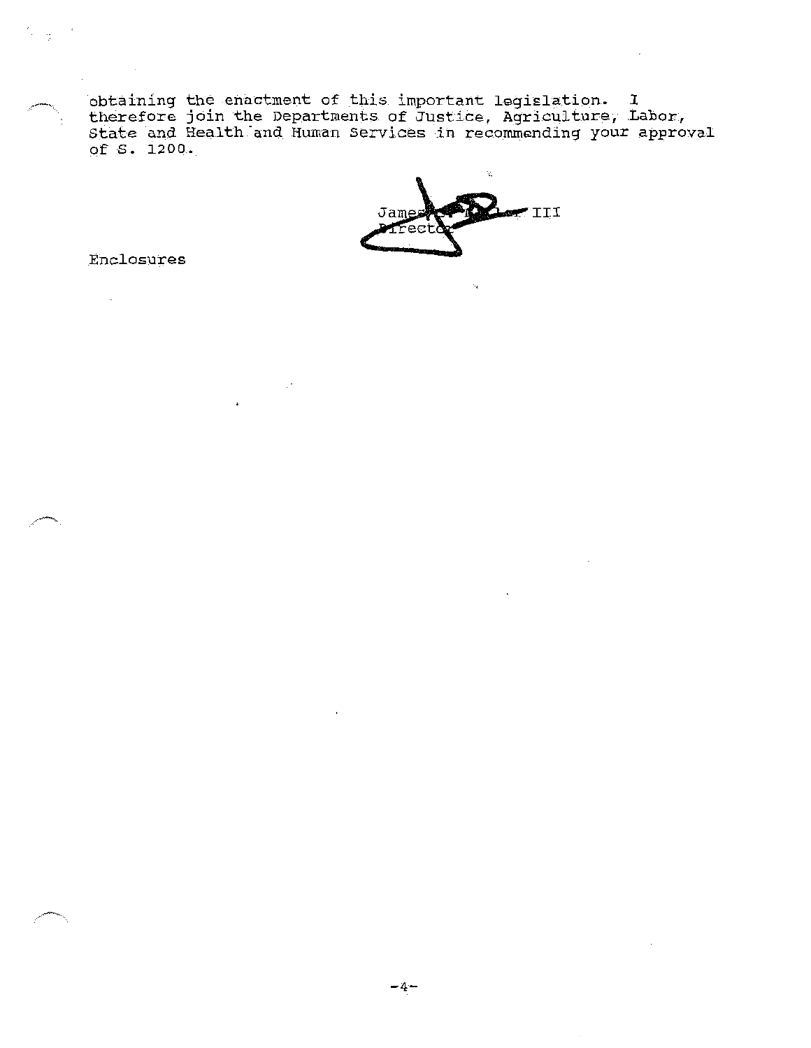obtaining the enactment of this important legislation. I therefore join the Departments of Justice, Agriculture, Labor, State and Health and Human Services in recommending your approval of S. 1200.

James C. Miller III
Director

Enclosures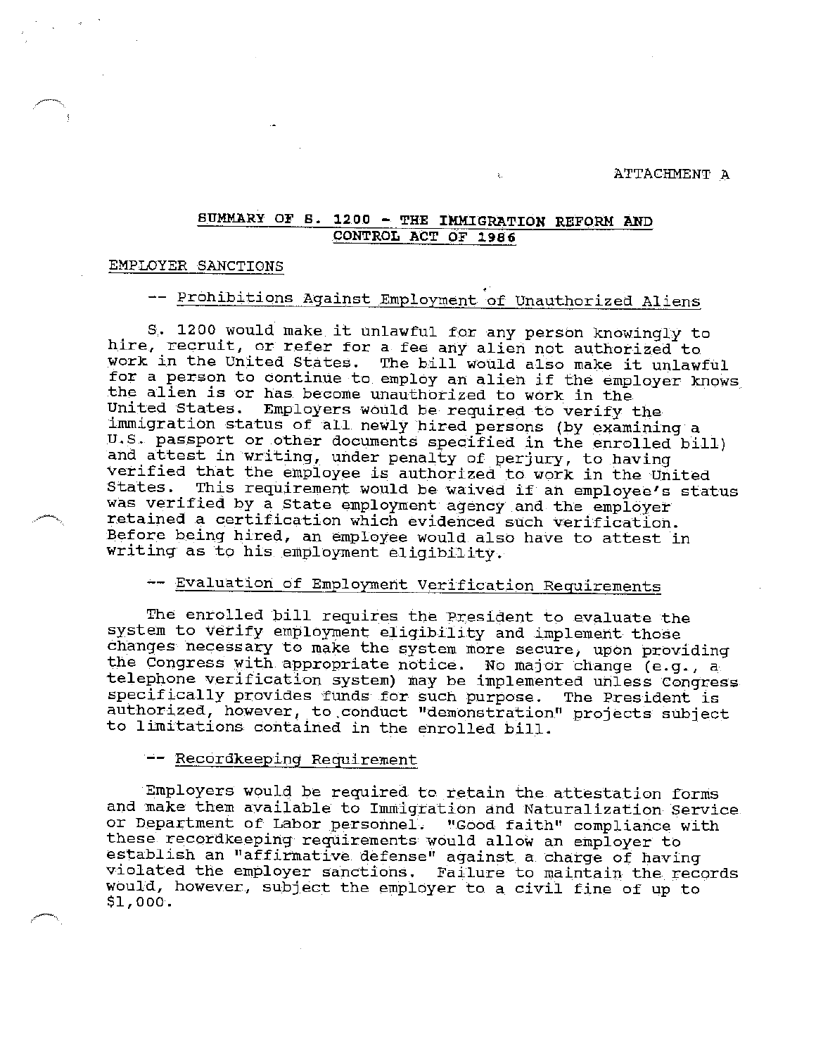ATTACHMENT A

## SUMMARY OF S. 1200 - THE IMMIGRATION REFORM AND CONTROL ACT OF 1986

### EMPLOYER SANCTIONS

#### -- Prohibitions Against Employment of Unauthorized Aliens

S. 1200 would make it unlawful for any person knowingly to hire, recruit, or refer for a fee any alien not authorized to work in the United States. The bill would also make it unlawful for a person to continue to employ an alien if the employer knows the alien is or has become unauthorized to work in the United States. Employers would be required to verify the immigration status of all newly hired persons (by examining a U.S. passport or other documents specified in the enrolled bill) and attest in writing, under penalty of perjury, to having verified that the employee is authorized to work in the United States. This requirement would be waived if an employee's status was verified by a State employment agency and the employer retained a certification which evidenced such verification. Before being hired, an employee would also have to attest in writing as to his employment eligibility.

#### -- Evaluation of Employment Verification Requirements

The enrolled bill requires the President to evaluate the system to verify employment eligibility and implement those changes necessary to make the system more secure, upon providing the Congress with appropriate notice. No major change (e.g., a telephone verification system) may be implemented unless Congress specifically provides funds for such purpose. The President is authorized, however, to conduct "demonstration" projects subject to limitations contained in the enrolled bill.

#### -- Recordkeeping Requirement

Employers would be required to retain the attestation forms and make them available to Immigration and Naturalization Service or Department of Labor personnel. "Good faith" compliance with these recordkeeping requirements would allow an employer to establish an "affirmative defense" against a charge of having violated the employer sanctions. Failure to maintain the records would, however, subject the employer to a civil fine of up to $1,000.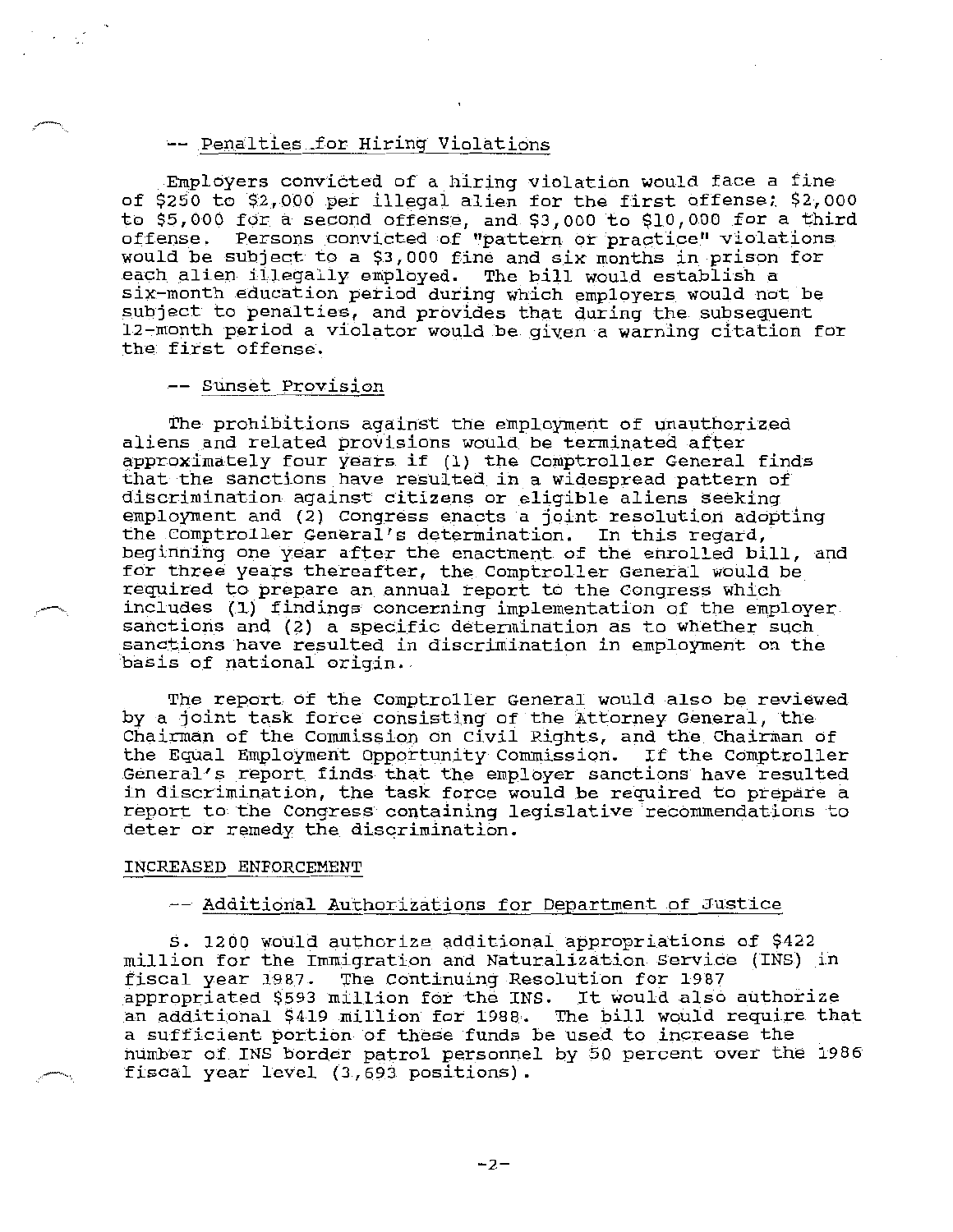-- Penalties for Hiring Violations

Employers convicted of a hiring violation would face a fine of $250 to $2,000 per illegal alien for the first offense; $2,000 to $5,000 for a second offense, and $3,000 to $10,000 for a third offense. Persons convicted of "pattern or practice" violations would be subject to a $3,000 fine and six months in prison for each alien illegally employed. The bill would establish a six-month education period during which employers would not be subject to penalties, and provides that during the subsequent 12-month period a violator would be given a warning citation for the first offense.

-- Sunset Provision

The prohibitions against the employment of unauthorized aliens and related provisions would be terminated after approximately four years if (1) the Comptroller General finds that the sanctions have resulted in a widespread pattern of discrimination against citizens or eligible aliens seeking employment and (2) Congress enacts a joint resolution adopting the Comptroller General's determination. In this regard, beginning one year after the enactment of the enrolled bill, and for three years thereafter, the Comptroller General would be required to prepare an annual report to the Congress which includes (1) findings concerning implementation of the employer sanctions and (2) a specific determination as to whether such sanctions have resulted in discrimination in employment on the basis of national origin.

The report of the Comptroller General would also be reviewed by a joint task force consisting of the Attorney General, the Chairman of the Commission on Civil Rights, and the Chairman of the Equal Employment Opportunity Commission. If the Comptroller General's report finds that the employer sanctions have resulted in discrimination, the task force would be required to prepare a report to the Congress containing legislative recommendations to deter or remedy the discrimination.

INCREASED ENFORCEMENT

-- Additional Authorizations for Department of Justice

S. 1200 would authorize additional appropriations of $422 million for the Immigration and Naturalization Service (INS) in fiscal year 1987. The Continuing Resolution for 1987 appropriated $593 million for the INS. It would also authorize an additional $419 million for 1988. The bill would require that a sufficient portion of these funds be used to increase the number of INS border patrol personnel by 50 percent over the 1986 fiscal year level (3,693 positions).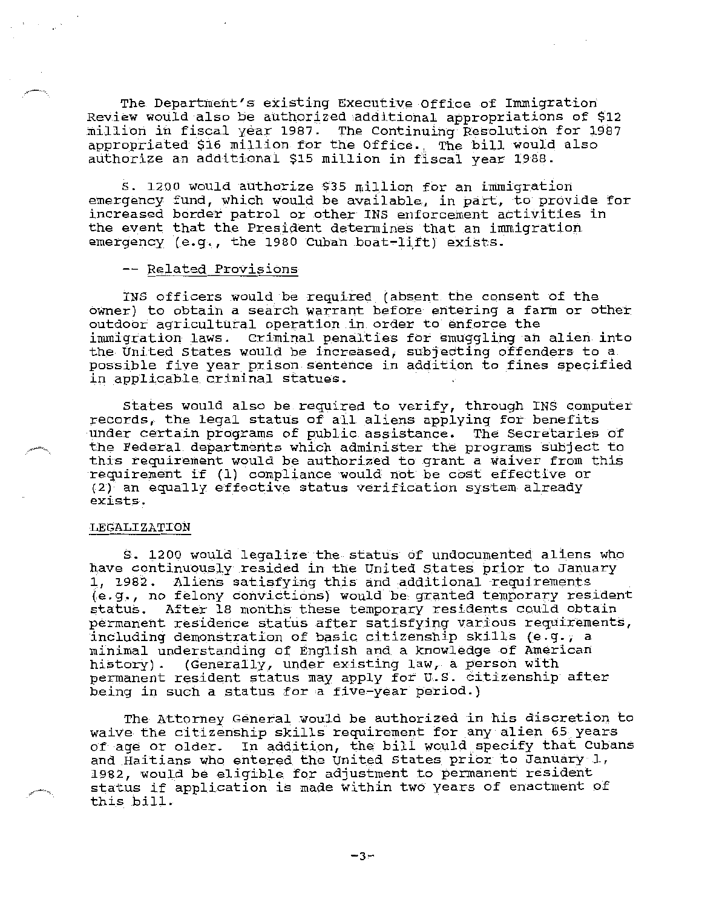The Department's existing Executive Office of Immigration Review would also be authorized additional appropriations of $12 million in fiscal year 1987. The Continuing Resolution for 1987 appropriated $16 million for the Office. The bill would also authorize an additional $15 million in fiscal year 1988.

S. 1200 would authorize $35 million for an immigration emergency fund, which would be available, in part, to provide for increased border patrol or other INS enforcement activities in the event that the President determines that an immigration emergency (e.g., the 1980 Cuban boat-lift) exists.

-- Related Provisions

INS officers would be required (absent the consent of the owner) to obtain a search warrant before entering a farm or other outdoor agricultural operation in order to enforce the immigration laws. Criminal penalties for smuggling an alien into the United States would be increased, subjecting offenders to a possible five year prison sentence in addition to fines specified in applicable criminal statues.

States would also be required to verify, through INS computer records, the legal status of all aliens applying for benefits under certain programs of public assistance. The Secretaries of the Federal departments which administer the programs subject to this requirement would be authorized to grant a waiver from this requirement if (1) compliance would not be cost effective or (2) an equally effective status verification system already exists.

LEGALIZATION

S. 1200 would legalize the status of undocumented aliens who have continuously resided in the United States prior to January 1, 1982. Aliens satisfying this and additional requirements (e.g., no felony convictions) would be granted temporary resident status. After 18 months these temporary residents could obtain permanent residence status after satisfying various requirements, including demonstration of basic citizenship skills (e.g., a minimal understanding of English and a knowledge of American history). (Generally, under existing law, a person with permanent resident status may apply for U.S. citizenship after being in such a status for a five-year period.)

The Attorney General would be authorized in his discretion to waive the citizenship skills requirement for any alien 65 years of age or older. In addition, the bill would specify that Cubans and Haitians who entered the United States prior to January 1, 1982, would be eligible for adjustment to permanent resident status if application is made within two years of enactment of this bill.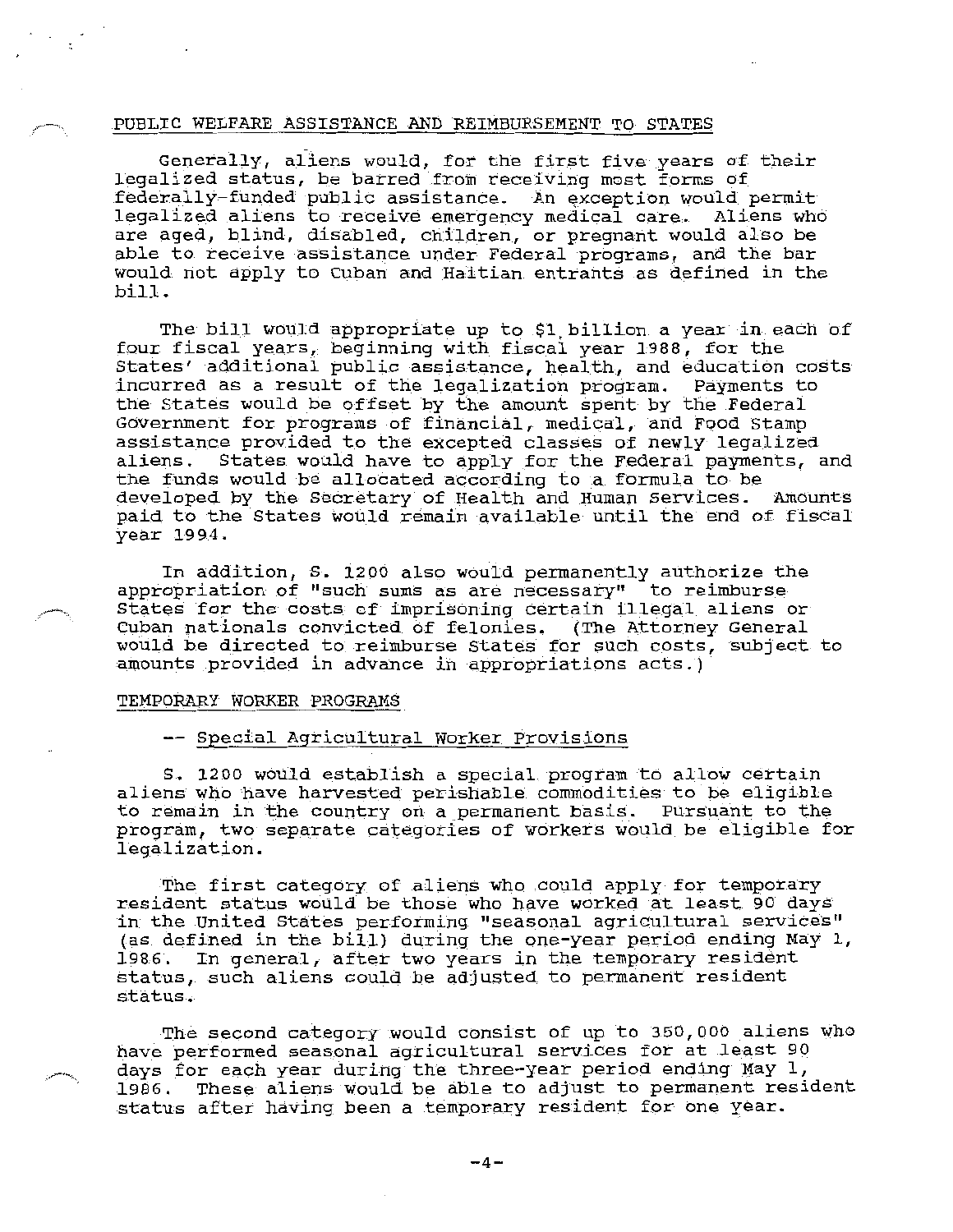PUBLIC WELFARE ASSISTANCE AND REIMBURSEMENT TO STATES

Generally, aliens would, for the first five years of their legalized status, be barred from receiving most forms of federally-funded public assistance. An exception would permit legalized aliens to receive emergency medical care. Aliens who are aged, blind, disabled, children, or pregnant would also be able to receive assistance under Federal programs, and the bar would not apply to Cuban and Haitian entrants as defined in the bill.

The bill would appropriate up to $1 billion a year in each of four fiscal years, beginning with fiscal year 1988, for the States' additional public assistance, health, and education costs incurred as a result of the legalization program. Payments to the States would be offset by the amount spent by the Federal Government for programs of financial, medical, and Food Stamp assistance provided to the excepted classes of newly legalized aliens. States would have to apply for the Federal payments, and the funds would be allocated according to a formula to be developed by the Secretary of Health and Human Services. Amounts paid to the States would remain available until the end of fiscal year 1994.

In addition, S. 1200 also would permanently authorize the appropriation of "such sums as are necessary" to reimburse States for the costs of imprisoning certain illegal aliens or Cuban nationals convicted of felonies. (The Attorney General would be directed to reimburse States for such costs, subject to amounts provided in advance in appropriations acts.)

TEMPORARY WORKER PROGRAMS

-- Special Agricultural Worker Provisions

S. 1200 would establish a special program to allow certain aliens who have harvested perishable commodities to be eligible to remain in the country on a permanent basis. Pursuant to the program, two separate categories of workers would be eligible for legalization.

The first category of aliens who could apply for temporary resident status would be those who have worked at least 90 days in the United States performing "seasonal agricultural services" (as defined in the bill) during the one-year period ending May 1, 1986. In general, after two years in the temporary resident status, such aliens could be adjusted to permanent resident status.

The second category would consist of up to 350,000 aliens who have performed seasonal agricultural services for at least 90 days for each year during the three-year period ending May 1, 1986. These aliens would be able to adjust to permanent resident status after having been a temporary resident for one year.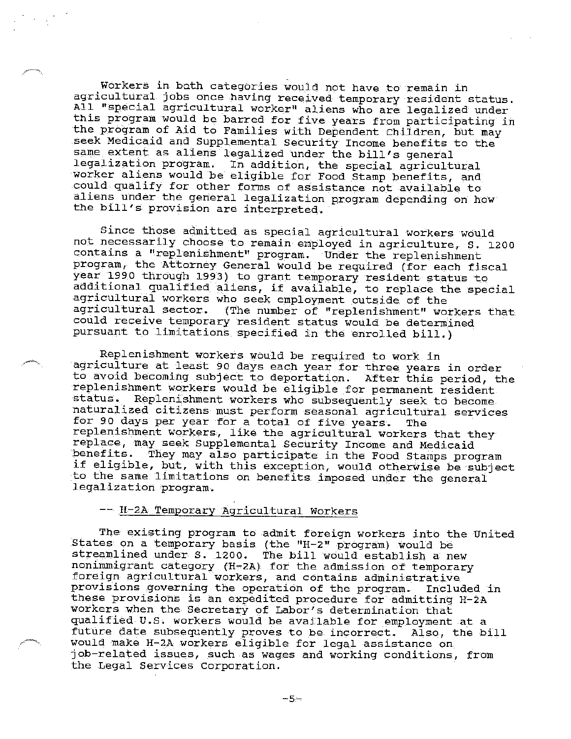Workers in both categories would not have to remain in agricultural jobs once having received temporary resident status. All "special agricultural worker" aliens who are legalized under this program would be barred for five years from participating in the program of Aid to Families with Dependent Children, but may seek Medicaid and Supplemental Security Income benefits to the same extent as aliens legalized under the bill's general legalization program. In addition, the special agricultural worker aliens would be eligible for Food Stamp benefits, and could qualify for other forms of assistance not available to aliens under the general legalization program depending on how the bill's provision are interpreted.

Since those admitted as special agricultural workers would not necessarily choose to remain employed in agriculture, S. 1200 contains a "replenishment" program. Under the replenishment program, the Attorney General would be required (for each fiscal year 1990 through 1993) to grant temporary resident status to additional qualified aliens, if available, to replace the special agricultural workers who seek employment outside of the agricultural sector. (The number of "replenishment" workers that could receive temporary resident status would be determined pursuant to limitations specified in the enrolled bill.)

Replenishment workers would be required to work in agriculture at least 90 days each year for three years in order to avoid becoming subject to deportation. After this period, the replenishment workers would be eligible for permanent resident status. Replenishment workers who subsequently seek to become naturalized citizens must perform seasonal agricultural services for 90 days per year for a total of five years. The replenishment workers, like the agricultural workers that they replace, may seek Supplemental Security Income and Medicaid benefits. They may also participate in the Food Stamps program if eligible, but, with this exception, would otherwise be subject to the same limitations on benefits imposed under the general legalization program.

-- H-2A Temporary Agricultural Workers

The existing program to admit foreign workers into the United States on a temporary basis (the "H-2" program) would be streamlined under S. 1200. The bill would establish a new nonimmigrant category (H-2A) for the admission of temporary foreign agricultural workers, and contains administrative provisions governing the operation of the program. Included in these provisions is an expedited procedure for admitting H-2A workers when the Secretary of Labor's determination that qualified U.S. workers would be available for employment at a future date subsequently proves to be incorrect. Also, the bill would make H-2A workers eligible for legal assistance on job-related issues, such as wages and working conditions, from the Legal Services Corporation.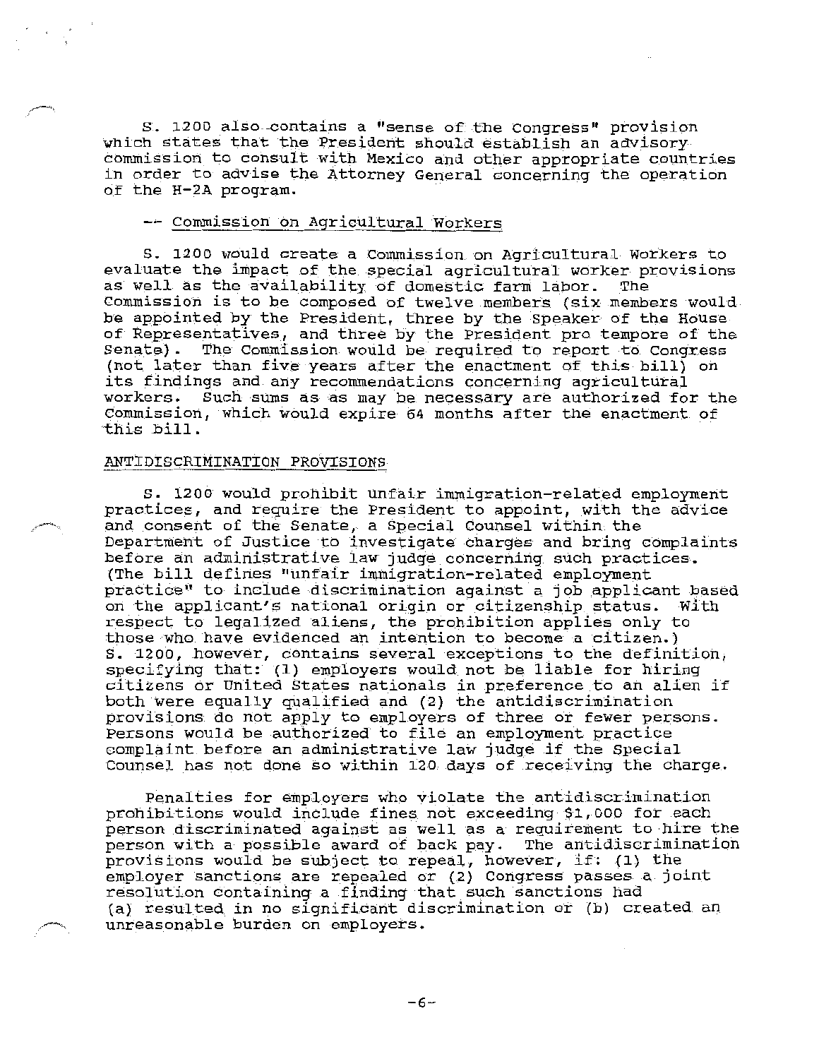S. 1200 also contains a "sense of the Congress" provision which states that the President should establish an advisory commission to consult with Mexico and other appropriate countries in order to advise the Attorney General concerning the operation of the H-2A program.

-- Commission on Agricultural Workers

S. 1200 would create a Commission on Agricultural Workers to evaluate the impact of the special agricultural worker provisions as well as the availability of domestic farm labor. The Commission is to be composed of twelve members (six members would be appointed by the President, three by the Speaker of the House of Representatives, and three by the President pro tempore of the Senate). The Commission would be required to report to Congress (not later than five years after the enactment of this bill) on its findings and any recommendations concerning agricultural workers. Such sums as as may be necessary are authorized for the Commission, which would expire 64 months after the enactment of this bill.

ANTIDISCRIMINATION PROVISIONS

S. 1200 would prohibit unfair immigration-related employment practices, and require the President to appoint, with the advice and consent of the Senate, a Special Counsel within the Department of Justice to investigate charges and bring complaints before an administrative law judge concerning such practices. (The bill defines "unfair immigration-related employment practice" to include discrimination against a job applicant based on the applicant's national origin or citizenship status. With respect to legalized aliens, the prohibition applies only to those who have evidenced an intention to become a citizen.) S. 1200, however, contains several exceptions to the definition, specifying that: (1) employers would not be liable for hiring citizens or United States nationals in preference to an alien if both were equally qualified and (2) the antidiscrimination provisions do not apply to employers of three or fewer persons. Persons would be authorized to file an employment practice complaint before an administrative law judge if the Special Counsel has not done so within 120 days of receiving the charge.

Penalties for employers who violate the antidiscrimination prohibitions would include fines not exceeding $1,000 for each person discriminated against as well as a requirement to hire the person with a possible award of back pay. The antidiscrimination provisions would be subject to repeal, however, if: (1) the employer sanctions are repealed or (2) Congress passes a joint resolution containing a finding that such sanctions had (a) resulted in no significant discrimination or (b) created an unreasonable burden on employers.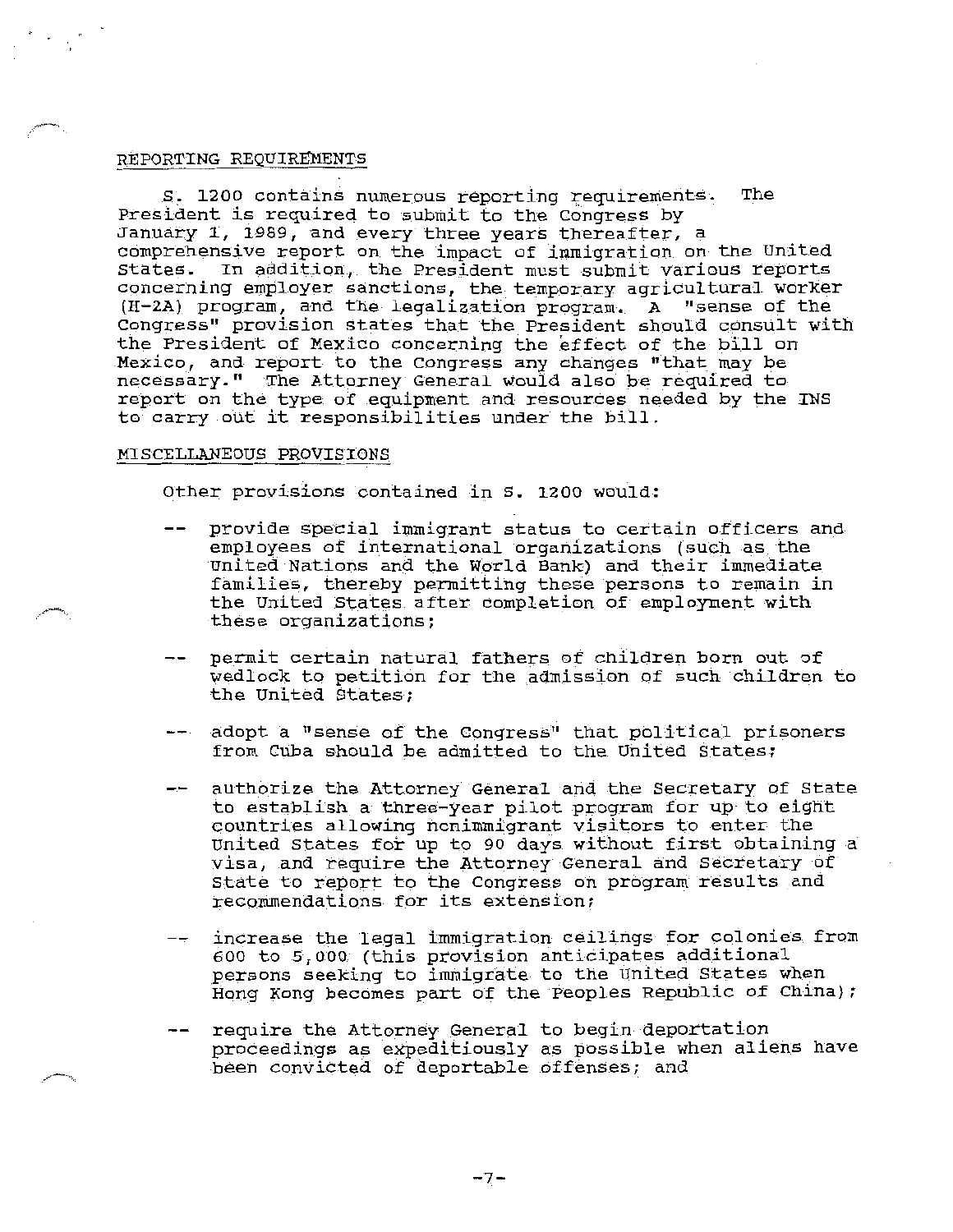## REPORTING REQUIREMENTS

S. 1200 contains numerous reporting requirements. The President is required to submit to the Congress by January 1, 1989, and every three years thereafter, a comprehensive report on the impact of immigration on the United States. In addition, the President must submit various reports concerning employer sanctions, the temporary agricultural worker (H-2A) program, and the legalization program. A "sense of the Congress" provision states that the President should consult with the President of Mexico concerning the effect of the bill on Mexico, and report to the Congress any changes "that may be necessary." The Attorney General would also be required to report on the type of equipment and resources needed by the INS to carry out it responsibilities under the bill.

## MISCELLANEOUS PROVISIONS

Other provisions contained in S. 1200 would:

- -- provide special immigrant status to certain officers and employees of international organizations (such as the United Nations and the World Bank) and their immediate families, thereby permitting these persons to remain in the United States after completion of employment with these organizations;
- -- permit certain natural fathers of children born out of wedlock to petition for the admission of such children to the United States;
- -- adopt a "sense of the Congress" that political prisoners from Cuba should be admitted to the United States;
- -- authorize the Attorney General and the Secretary of State to establish a three-year pilot program for up to eight countries allowing nonimmigrant visitors to enter the United States for up to 90 days without first obtaining a visa, and require the Attorney General and Secretary of State to report to the Congress on program results and recommendations for its extension;
- -- increase the legal immigration ceilings for colonies from 600 to 5,000 (this provision anticipates additional persons seeking to immigrate to the United States when Hong Kong becomes part of the Peoples Republic of China);
- -- require the Attorney General to begin deportation proceedings as expeditiously as possible when aliens have been convicted of deportable offenses; and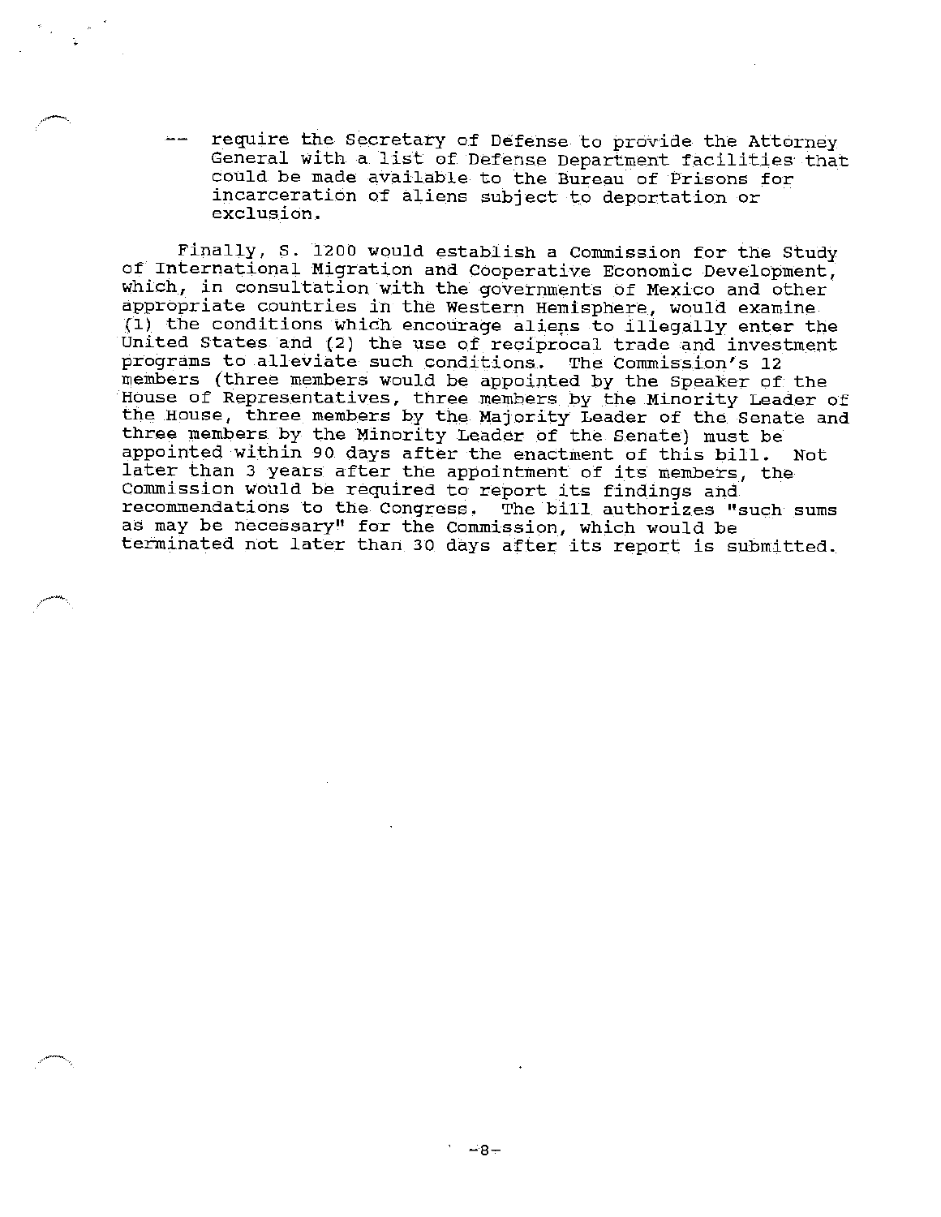-- require the Secretary of Defense to provide the Attorney General with a list of Defense Department facilities that could be made available to the Bureau of Prisons for incarceration of aliens subject to deportation or exclusion.

Finally, S. 1200 would establish a Commission for the Study of International Migration and Cooperative Economic Development, which, in consultation with the governments of Mexico and other appropriate countries in the Western Hemisphere, would examine (1) the conditions which encourage aliens to illegally enter the United States and (2) the use of reciprocal trade and investment programs to alleviate such conditions. The Commission's 12 members (three members would be appointed by the Speaker of the House of Representatives, three members by the Minority Leader of the House, three members by the Majority Leader of the Senate and three members by the Minority Leader of the Senate) must be appointed within 90 days after the enactment of this bill. Not later than 3 years after the appointment of its members, the Commission would be required to report its findings and recommendations to the Congress. The bill authorizes "such sums as may be necessary" for the Commission, which would be terminated not later than 30 days after its report is submitted.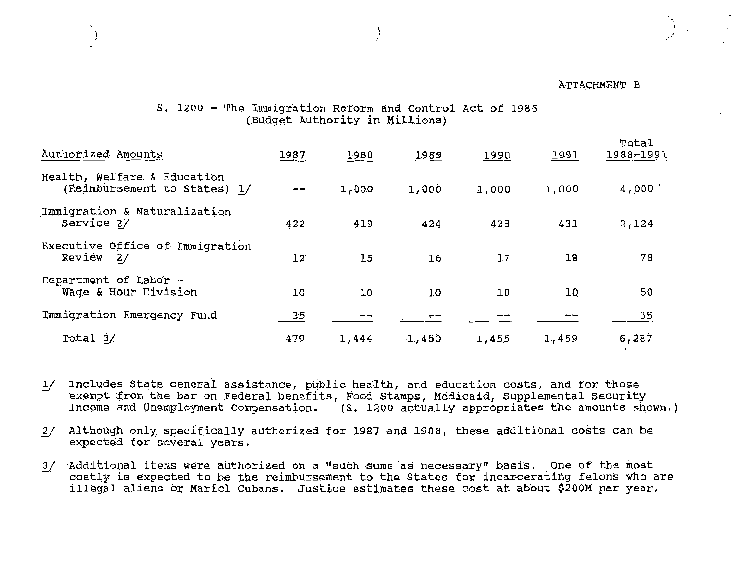ATTACHMENT B

S. 1200 - The Immigration Reform and Control Act of 1986
(Budget Authority in Millions)

| Authorized Amounts | 1987 | 1988 | 1989 | 1990 | 1991 | Total 1988-1991 |
|---|---|---|---|---|---|---|
| Health, Welfare & Education (Reimbursement to States) 1/ | -- | 1,000 | 1,000 | 1,000 | 1,000 | 4,000 |
| Immigration & Naturalization Service 2/ | 422 | 419 | 424 | 428 | 431 | 2,124 |
| Executive Office of Immigration Review 2/ | 12 | 15 | 16 | 17 | 18 | 78 |
| Department of Labor - Wage & Hour Division | 10 | 10 | 10 | 10 | 10 | 50 |
| Immigration Emergency Fund | 35 | -- | -- | -- | -- | 35 |
| Total 3/ | 479 | 1,444 | 1,450 | 1,455 | 1,459 | 6,287 |

1/ Includes State general assistance, public health, and education costs, and for those exempt from the bar on Federal benefits, Food Stamps, Medicaid, Supplemental Security Income and Unemployment Compensation. (S. 1200 actually appropriates the amounts shown.)

2/ Although only specifically authorized for 1987 and 1988, these additional costs can be expected for several years.

3/ Additional items were authorized on a "such sums as necessary" basis. One of the most costly is expected to be the reimbursement to the States for incarcerating felons who are illegal aliens or Mariel Cubans. Justice estimates these cost at about $200M per year.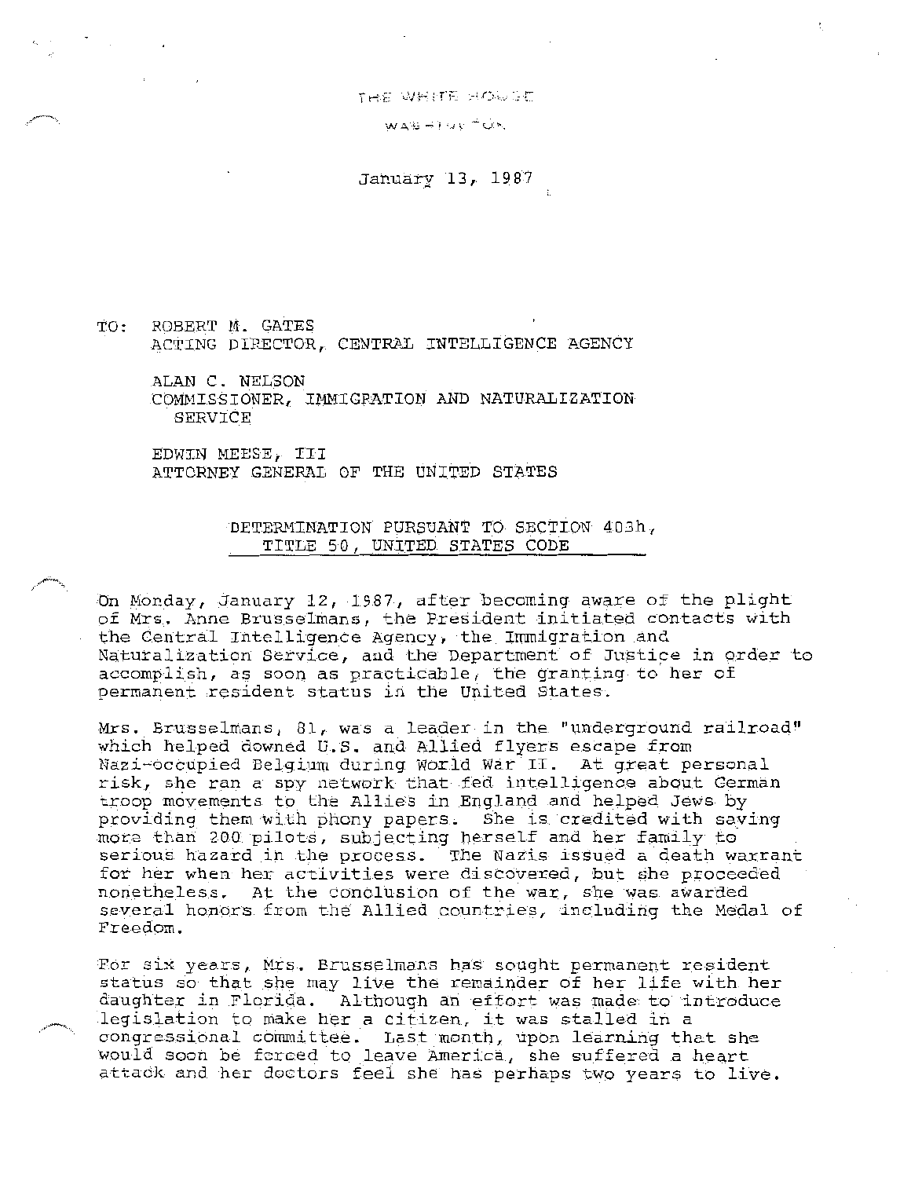THE WHITE HOUSE

WASHINGTON

January 13, 1987

TO: ROBERT M. GATES
ACTING DIRECTOR, CENTRAL INTELLIGENCE AGENCY

ALAN C. NELSON
COMMISSIONER, IMMIGRATION AND NATURALIZATION SERVICE

EDWIN MEESE, III
ATTORNEY GENERAL OF THE UNITED STATES

DETERMINATION PURSUANT TO SECTION 403h, TITLE 50, UNITED STATES CODE

On Monday, January 12, 1987, after becoming aware of the plight of Mrs. Anne Brusselmans, the President initiated contacts with the Central Intelligence Agency, the Immigration and Naturalization Service, and the Department of Justice in order to accomplish, as soon as practicable, the granting to her of permanent resident status in the United States.

Mrs. Brusselmans, 81, was a leader in the "underground railroad" which helped downed U.S. and Allied flyers escape from Nazi-occupied Belgium during World War II. At great personal risk, she ran a spy network that fed intelligence about German troop movements to the Allies in England and helped Jews by providing them with phony papers. She is credited with saving more than 200 pilots, subjecting herself and her family to serious hazard in the process. The Nazis issued a death warrant for her when her activities were discovered, but she proceeded nonetheless. At the conclusion of the war, she was awarded several honors from the Allied countries, including the Medal of Freedom.

For six years, Mrs. Brusselmans has sought permanent resident status so that she may live the remainder of her life with her daughter in Florida. Although an effort was made to introduce legislation to make her a citizen, it was stalled in a congressional committee. Last month, upon learning that she would soon be forced to leave America, she suffered a heart attack and her doctors feel she has perhaps two years to live.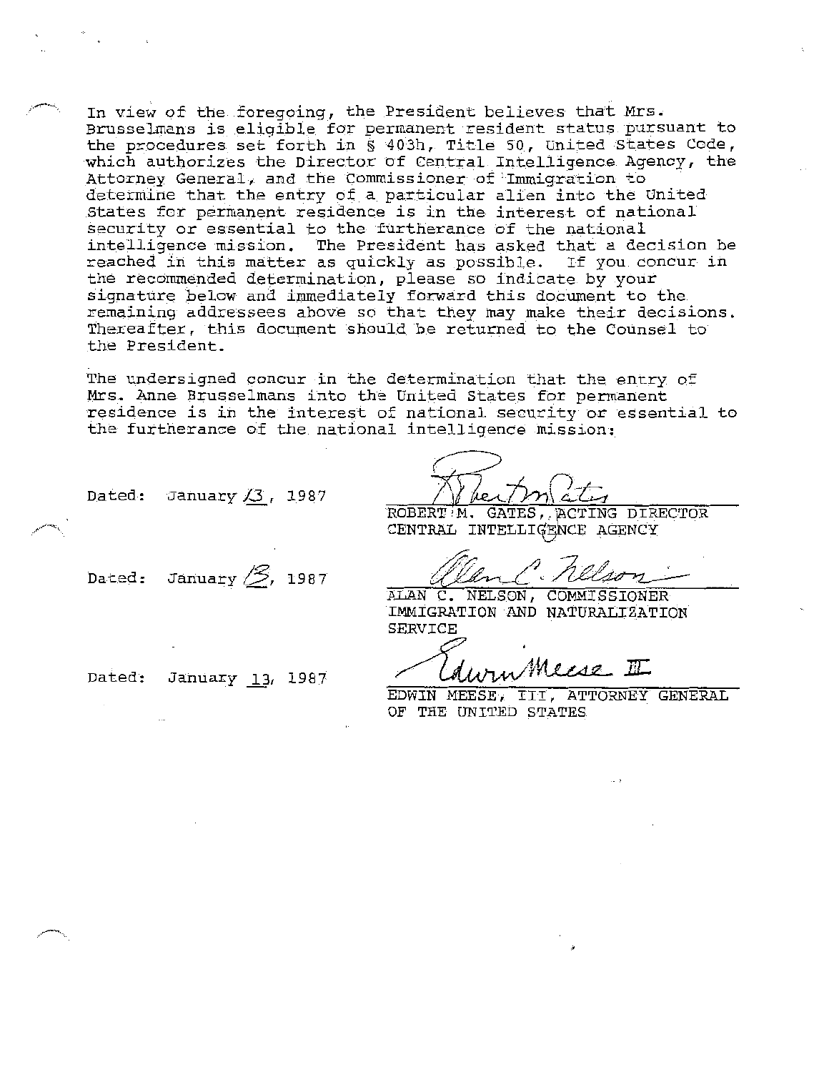In view of the foregoing, the President believes that Mrs. Brusselmans is eligible for permanent resident status pursuant to the procedures set forth in § 403h, Title 50, United States Code, which authorizes the Director of Central Intelligence Agency, the Attorney General, and the Commissioner of Immigration to determine that the entry of a particular alien into the United States for permanent residence is in the interest of national security or essential to the furtherance of the national intelligence mission. The President has asked that a decision be reached in this matter as quickly as possible. If you concur in the recommended determination, please so indicate by your signature below and immediately forward this document to the remaining addressees above so that they may make their decisions. Thereafter, this document should be returned to the Counsel to the President.

The undersigned concur in the determination that the entry of Mrs. Anne Brusselmans into the United States for permanent residence is in the interest of national security or essential to the furtherance of the national intelligence mission:

Dated: January 13, 1987

ROBERT M. GATES, ACTING DIRECTOR
CENTRAL INTELLIGENCE AGENCY

Dated: January 13, 1987

ALAN C. NELSON, COMMISSIONER
IMMIGRATION AND NATURALIZATION SERVICE

Dated: January 13, 1987

EDWIN MEESE, III, ATTORNEY GENERAL
OF THE UNITED STATES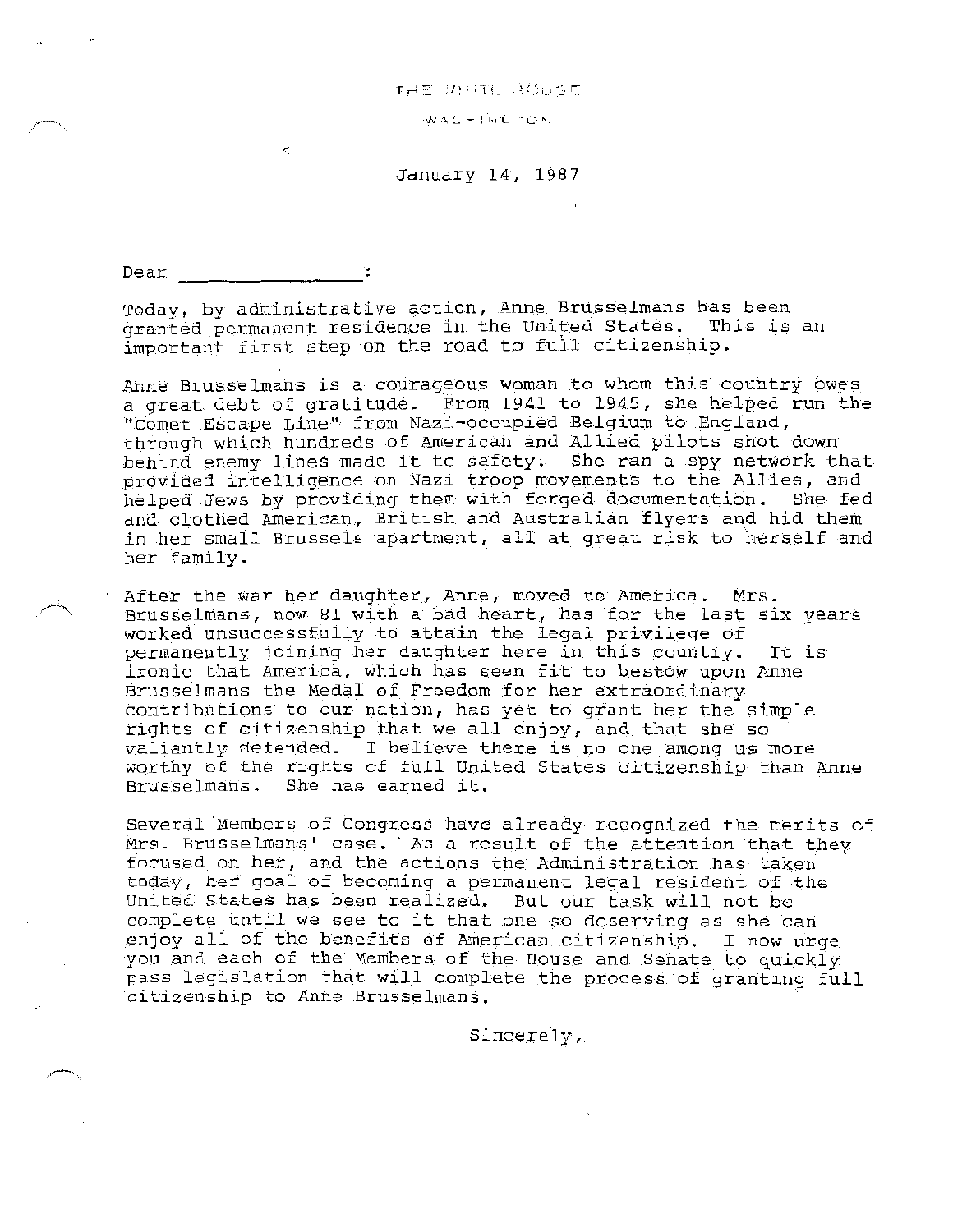THE WHITE HOUSE

WASHINGTON

January 14, 1987

Dear \_\_\_\_\_\_\_\_\_\_\_\_\_\_\_\_\_:

Today, by administrative action, Anne Brusselmans has been granted permanent residence in the United States. This is an important first step on the road to full citizenship.

Anne Brusselmans is a courageous woman to whom this country owes a great debt of gratitude. From 1941 to 1945, she helped run the "Comet Escape Line" from Nazi-occupied Belgium to England, through which hundreds of American and Allied pilots shot down behind enemy lines made it to safety. She ran a spy network that provided intelligence on Nazi troop movements to the Allies, and helped Jews by providing them with forged documentation. She fed and clothed American, British and Australian flyers and hid them in her small Brussels apartment, all at great risk to herself and her family.

After the war her daughter, Anne, moved to America. Mrs. Brusselmans, now 81 with a bad heart, has for the last six years worked unsuccessfully to attain the legal privilege of permanently joining her daughter here in this country. It is ironic that America, which has seen fit to bestow upon Anne Brusselmans the Medal of Freedom for her extraordinary contributions to our nation, has yet to grant her the simple rights of citizenship that we all enjoy, and that she so valiantly defended. I believe there is no one among us more worthy of the rights of full United States citizenship than Anne Brusselmans. She has earned it.

Several Members of Congress have already recognized the merits of Mrs. Brusselmans' case. As a result of the attention that they focused on her, and the actions the Administration has taken today, her goal of becoming a permanent legal resident of the United States has been realized. But our task will not be complete until we see to it that one so deserving as she can enjoy all of the benefits of American citizenship. I now urge you and each of the Members of the House and Senate to quickly pass legislation that will complete the process of granting full citizenship to Anne Brusselmans.

Sincerely,